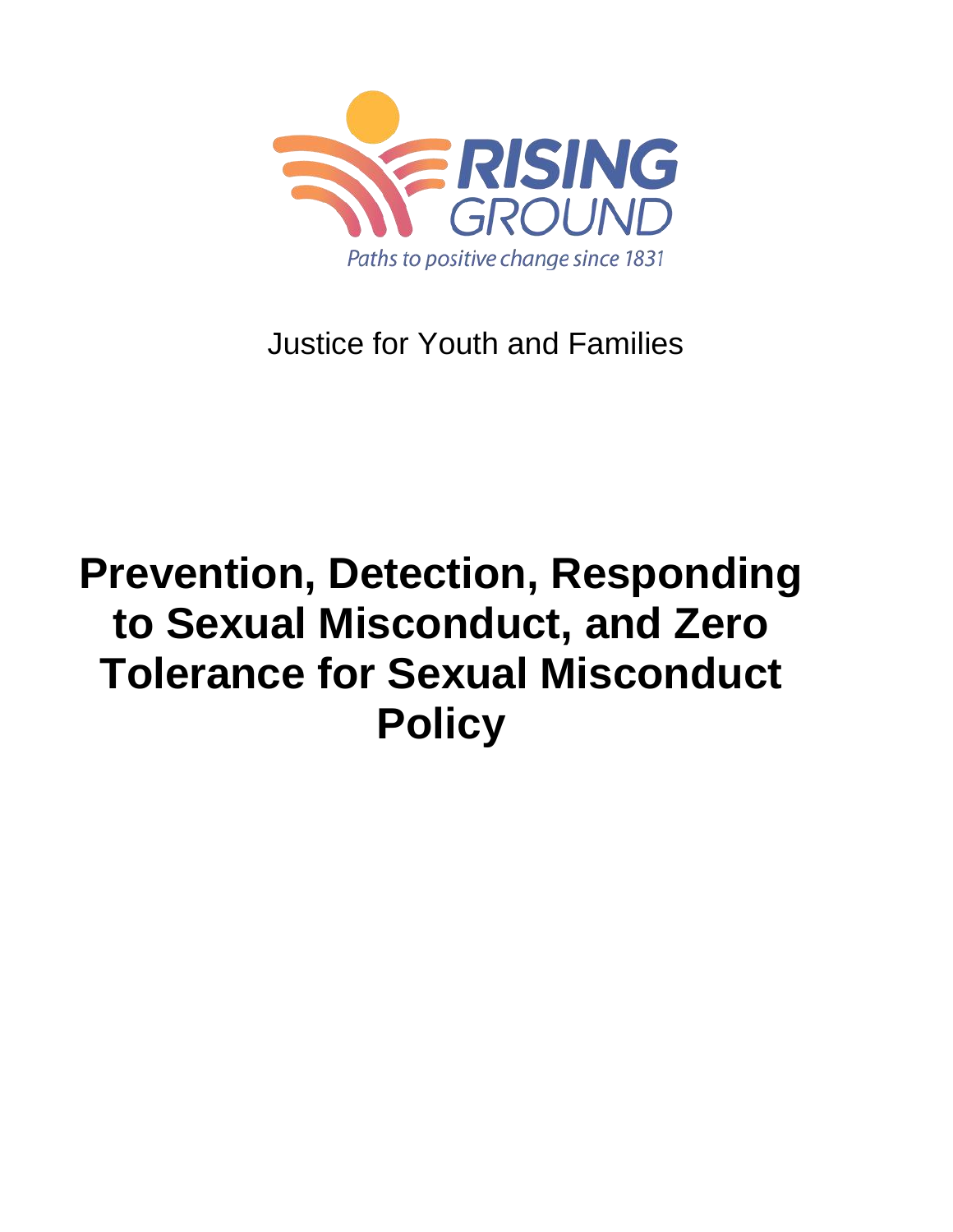RISING GROUND

Paths to positive change since 1831

Justice for Youth and Families

# Prevention, Detection, Responding to Sexual Misconduct, and Zero Tolerance for Sexual Misconduct Policy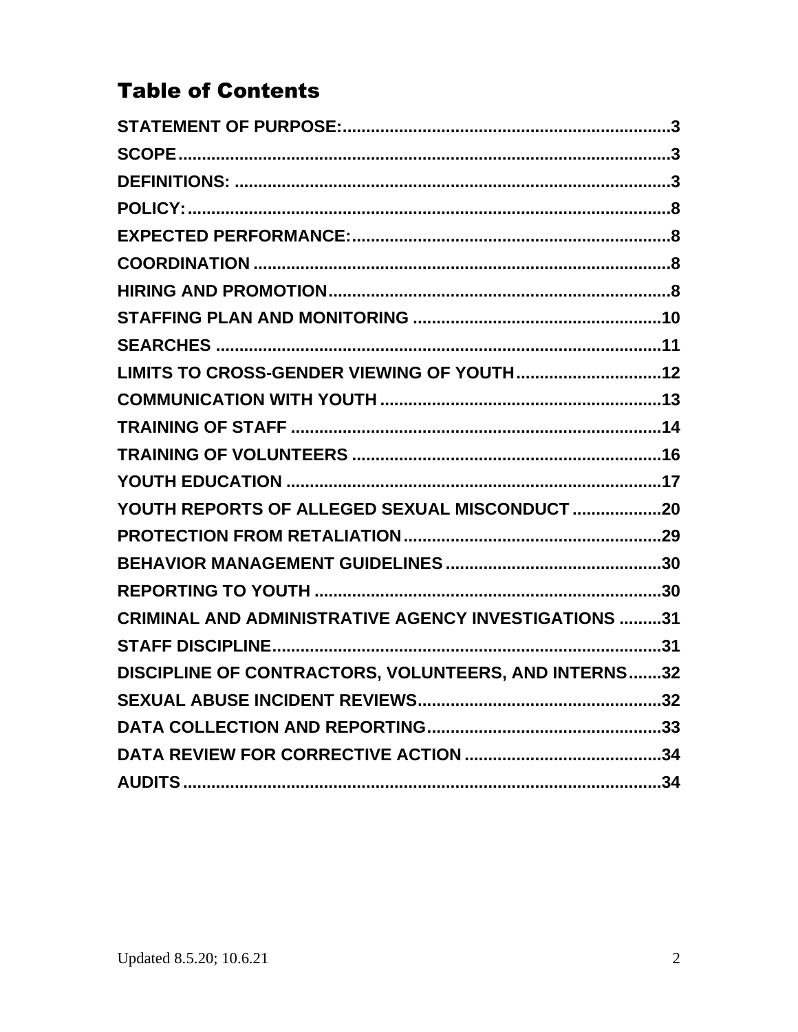# Table of Contents

| | |
|---|---|
| **STATEMENT OF PURPOSE:** | **3** |
| **SCOPE** | **3** |
| **DEFINITIONS:** | **3** |
| **POLICY:** | **8** |
| **EXPECTED PERFORMANCE:** | **8** |
| **COORDINATION** | **8** |
| **HIRING AND PROMOTION** | **8** |
| **STAFFING PLAN AND MONITORING** | **10** |
| **SEARCHES** | **11** |
| **LIMITS TO CROSS-GENDER VIEWING OF YOUTH** | **12** |
| **COMMUNICATION WITH YOUTH** | **13** |
| **TRAINING OF STAFF** | **14** |
| **TRAINING OF VOLUNTEERS** | **16** |
| **YOUTH EDUCATION** | **17** |
| **YOUTH REPORTS OF ALLEGED SEXUAL MISCONDUCT** | **20** |
| **PROTECTION FROM RETALIATION** | **29** |
| **BEHAVIOR MANAGEMENT GUIDELINES** | **30** |
| **REPORTING TO YOUTH** | **30** |
| **CRIMINAL AND ADMINISTRATIVE AGENCY INVESTIGATIONS** | **31** |
| **STAFF DISCIPLINE** | **31** |
| **DISCIPLINE OF CONTRACTORS, VOLUNTEERS, AND INTERNS** | **32** |
| **SEXUAL ABUSE INCIDENT REVIEWS** | **32** |
| **DATA COLLECTION AND REPORTING** | **33** |
| **DATA REVIEW FOR CORRECTIVE ACTION** | **34** |
| **AUDITS** | **34** |

Updated 8.5.20; 10.6.21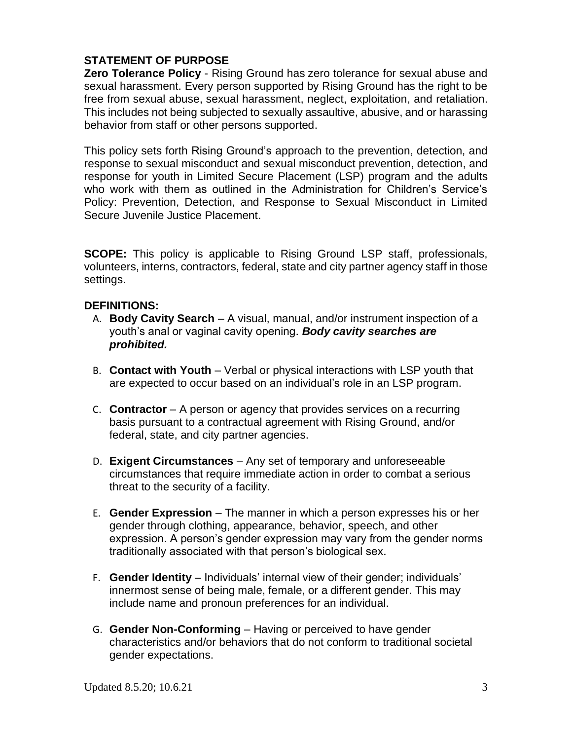## STATEMENT OF PURPOSE

**Zero Tolerance Policy** - Rising Ground has zero tolerance for sexual abuse and sexual harassment. Every person supported by Rising Ground has the right to be free from sexual abuse, sexual harassment, neglect, exploitation, and retaliation. This includes not being subjected to sexually assaultive, abusive, and or harassing behavior from staff or other persons supported.

This policy sets forth Rising Ground's approach to the prevention, detection, and response to sexual misconduct and sexual misconduct prevention, detection, and response for youth in Limited Secure Placement (LSP) program and the adults who work with them as outlined in the Administration for Children's Service's Policy: Prevention, Detection, and Response to Sexual Misconduct in Limited Secure Juvenile Justice Placement.

**SCOPE:** This policy is applicable to Rising Ground LSP staff, professionals, volunteers, interns, contractors, federal, state and city partner agency staff in those settings.

## DEFINITIONS:

A. **Body Cavity Search** – A visual, manual, and/or instrument inspection of a youth's anal or vaginal cavity opening. ***Body cavity searches are prohibited.***

B. **Contact with Youth** – Verbal or physical interactions with LSP youth that are expected to occur based on an individual's role in an LSP program.

C. **Contractor** – A person or agency that provides services on a recurring basis pursuant to a contractual agreement with Rising Ground, and/or federal, state, and city partner agencies.

D. **Exigent Circumstances** – Any set of temporary and unforeseeable circumstances that require immediate action in order to combat a serious threat to the security of a facility.

E. **Gender Expression** – The manner in which a person expresses his or her gender through clothing, appearance, behavior, speech, and other expression. A person's gender expression may vary from the gender norms traditionally associated with that person's biological sex.

F. **Gender Identity** – Individuals' internal view of their gender; individuals' innermost sense of being male, female, or a different gender. This may include name and pronoun preferences for an individual.

G. **Gender Non-Conforming** – Having or perceived to have gender characteristics and/or behaviors that do not conform to traditional societal gender expectations.

Updated 8.5.20; 10.6.21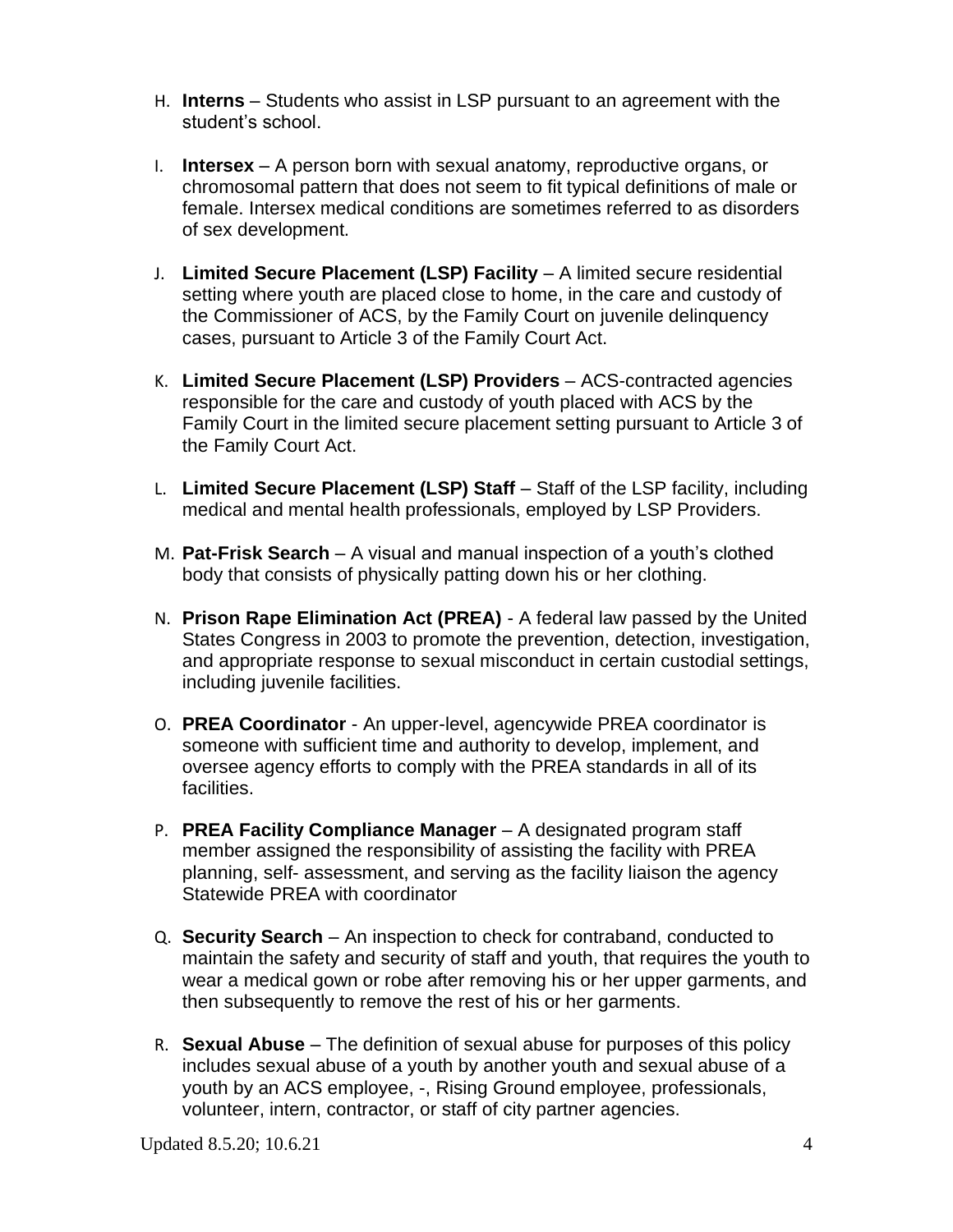H. **Interns** – Students who assist in LSP pursuant to an agreement with the student's school.

I. **Intersex** – A person born with sexual anatomy, reproductive organs, or chromosomal pattern that does not seem to fit typical definitions of male or female. Intersex medical conditions are sometimes referred to as disorders of sex development.

J. **Limited Secure Placement (LSP) Facility** – A limited secure residential setting where youth are placed close to home, in the care and custody of the Commissioner of ACS, by the Family Court on juvenile delinquency cases, pursuant to Article 3 of the Family Court Act.

K. **Limited Secure Placement (LSP) Providers** – ACS-contracted agencies responsible for the care and custody of youth placed with ACS by the Family Court in the limited secure placement setting pursuant to Article 3 of the Family Court Act.

L. **Limited Secure Placement (LSP) Staff** – Staff of the LSP facility, including medical and mental health professionals, employed by LSP Providers.

M. **Pat-Frisk Search** – A visual and manual inspection of a youth's clothed body that consists of physically patting down his or her clothing.

N. **Prison Rape Elimination Act (PREA)** - A federal law passed by the United States Congress in 2003 to promote the prevention, detection, investigation, and appropriate response to sexual misconduct in certain custodial settings, including juvenile facilities.

O. **PREA Coordinator** - An upper-level, agencywide PREA coordinator is someone with sufficient time and authority to develop, implement, and oversee agency efforts to comply with the PREA standards in all of its facilities.

P. **PREA Facility Compliance Manager** – A designated program staff member assigned the responsibility of assisting the facility with PREA planning, self- assessment, and serving as the facility liaison the agency Statewide PREA with coordinator

Q. **Security Search** – An inspection to check for contraband, conducted to maintain the safety and security of staff and youth, that requires the youth to wear a medical gown or robe after removing his or her upper garments, and then subsequently to remove the rest of his or her garments.

R. **Sexual Abuse** – The definition of sexual abuse for purposes of this policy includes sexual abuse of a youth by another youth and sexual abuse of a youth by an ACS employee, -, Rising Ground employee, professionals, volunteer, intern, contractor, or staff of city partner agencies.

Updated 8.5.20; 10.6.21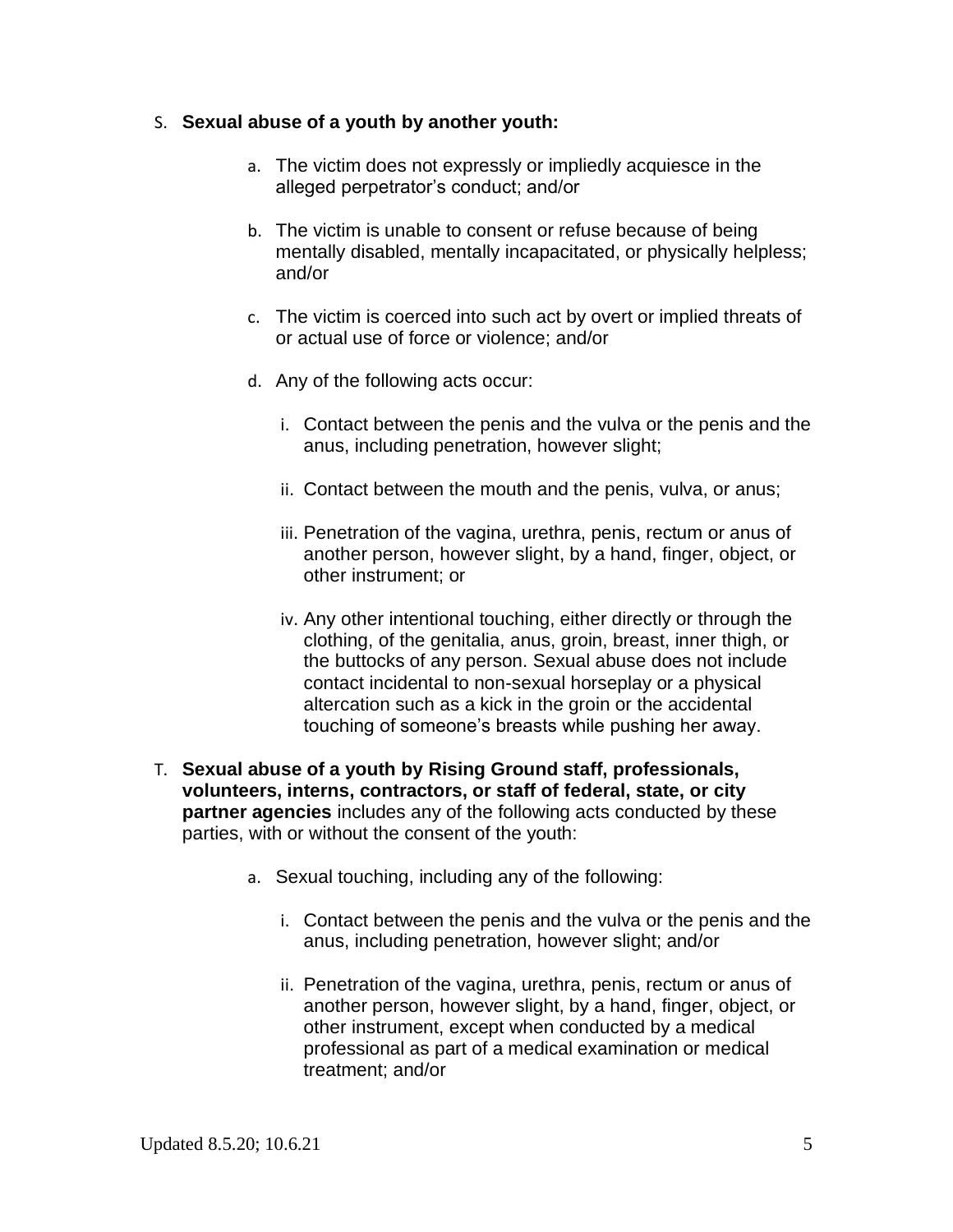S. **Sexual abuse of a youth by another youth:**

   a. The victim does not expressly or impliedly acquiesce in the alleged perpetrator's conduct; and/or

   b. The victim is unable to consent or refuse because of being mentally disabled, mentally incapacitated, or physically helpless; and/or

   c. The victim is coerced into such act by overt or implied threats of or actual use of force or violence; and/or

   d. Any of the following acts occur:

      i. Contact between the penis and the vulva or the penis and the anus, including penetration, however slight;

      ii. Contact between the mouth and the penis, vulva, or anus;

      iii. Penetration of the vagina, urethra, penis, rectum or anus of another person, however slight, by a hand, finger, object, or other instrument; or

      iv. Any other intentional touching, either directly or through the clothing, of the genitalia, anus, groin, breast, inner thigh, or the buttocks of any person. Sexual abuse does not include contact incidental to non-sexual horseplay or a physical altercation such as a kick in the groin or the accidental touching of someone's breasts while pushing her away.

T. **Sexual abuse of a youth by Rising Ground staff, professionals, volunteers, interns, contractors, or staff of federal, state, or city partner agencies** includes any of the following acts conducted by these parties, with or without the consent of the youth:

   a. Sexual touching, including any of the following:

      i. Contact between the penis and the vulva or the penis and the anus, including penetration, however slight; and/or

      ii. Penetration of the vagina, urethra, penis, rectum or anus of another person, however slight, by a hand, finger, object, or other instrument, except when conducted by a medical professional as part of a medical examination or medical treatment; and/or

Updated 8.5.20; 10.6.21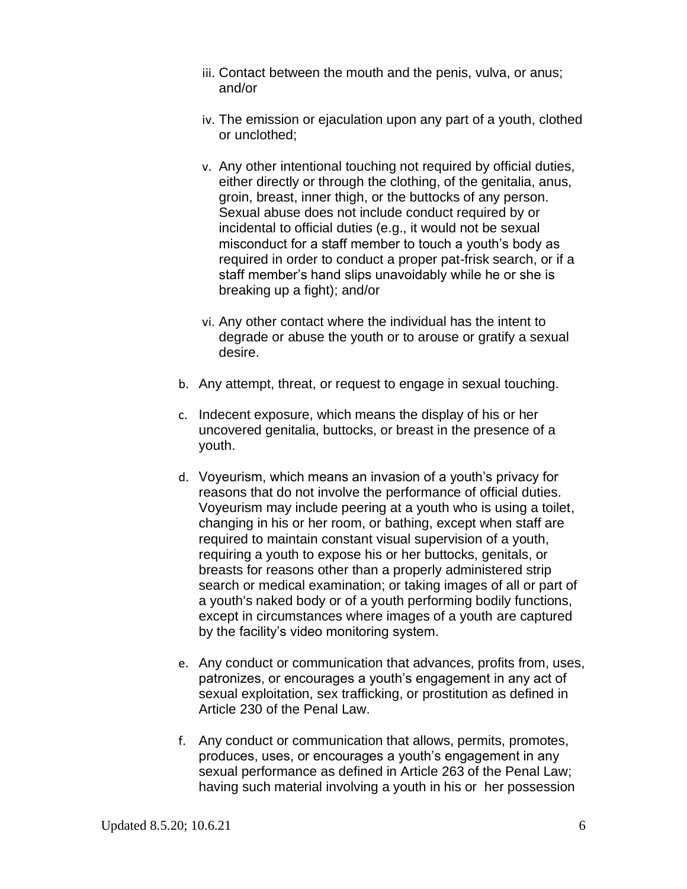iii. Contact between the mouth and the penis, vulva, or anus; and/or

   iv. The emission or ejaculation upon any part of a youth, clothed or unclothed;

   v. Any other intentional touching not required by official duties, either directly or through the clothing, of the genitalia, anus, groin, breast, inner thigh, or the buttocks of any person. Sexual abuse does not include conduct required by or incidental to official duties (e.g., it would not be sexual misconduct for a staff member to touch a youth's body as required in order to conduct a proper pat-frisk search, or if a staff member's hand slips unavoidably while he or she is breaking up a fight); and/or

   vi. Any other contact where the individual has the intent to degrade or abuse the youth or to arouse or gratify a sexual desire.

b. Any attempt, threat, or request to engage in sexual touching.

c. Indecent exposure, which means the display of his or her uncovered genitalia, buttocks, or breast in the presence of a youth.

d. Voyeurism, which means an invasion of a youth's privacy for reasons that do not involve the performance of official duties. Voyeurism may include peering at a youth who is using a toilet, changing in his or her room, or bathing, except when staff are required to maintain constant visual supervision of a youth, requiring a youth to expose his or her buttocks, genitals, or breasts for reasons other than a properly administered strip search or medical examination; or taking images of all or part of a youth's naked body or of a youth performing bodily functions, except in circumstances where images of a youth are captured by the facility's video monitoring system.

e. Any conduct or communication that advances, profits from, uses, patronizes, or encourages a youth's engagement in any act of sexual exploitation, sex trafficking, or prostitution as defined in Article 230 of the Penal Law.

f. Any conduct or communication that allows, permits, promotes, produces, uses, or encourages a youth's engagement in any sexual performance as defined in Article 263 of the Penal Law; having such material involving a youth in his or her possession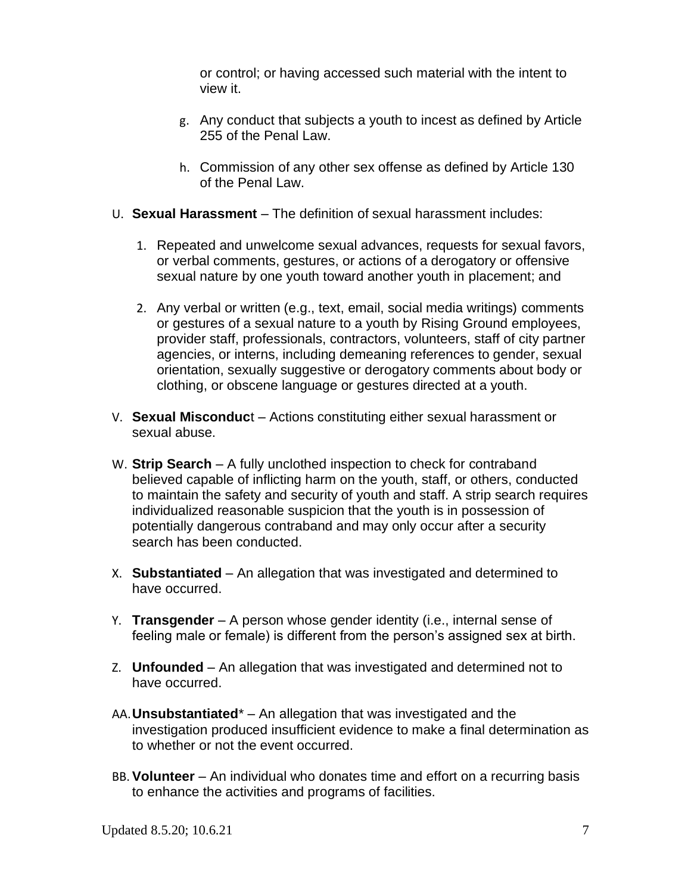or control; or having accessed such material with the intent to view it.

g. Any conduct that subjects a youth to incest as defined by Article 255 of the Penal Law.

h. Commission of any other sex offense as defined by Article 130 of the Penal Law.

U. **Sexual Harassment** – The definition of sexual harassment includes:

1. Repeated and unwelcome sexual advances, requests for sexual favors, or verbal comments, gestures, or actions of a derogatory or offensive sexual nature by one youth toward another youth in placement; and

2. Any verbal or written (e.g., text, email, social media writings) comments or gestures of a sexual nature to a youth by Rising Ground employees, provider staff, professionals, contractors, volunteers, staff of city partner agencies, or interns, including demeaning references to gender, sexual orientation, sexually suggestive or derogatory comments about body or clothing, or obscene language or gestures directed at a youth.

V. **Sexual Misconduc**t – Actions constituting either sexual harassment or sexual abuse.

W. **Strip Search** – A fully unclothed inspection to check for contraband believed capable of inflicting harm on the youth, staff, or others, conducted to maintain the safety and security of youth and staff. A strip search requires individualized reasonable suspicion that the youth is in possession of potentially dangerous contraband and may only occur after a security search has been conducted.

X. **Substantiated** – An allegation that was investigated and determined to have occurred.

Y. **Transgender** – A person whose gender identity (i.e., internal sense of feeling male or female) is different from the person's assigned sex at birth.

Z. **Unfounded** – An allegation that was investigated and determined not to have occurred.

AA. **Unsubstantiated*** – An allegation that was investigated and the investigation produced insufficient evidence to make a final determination as to whether or not the event occurred.

BB. **Volunteer** – An individual who donates time and effort on a recurring basis to enhance the activities and programs of facilities.

Updated 8.5.20; 10.6.21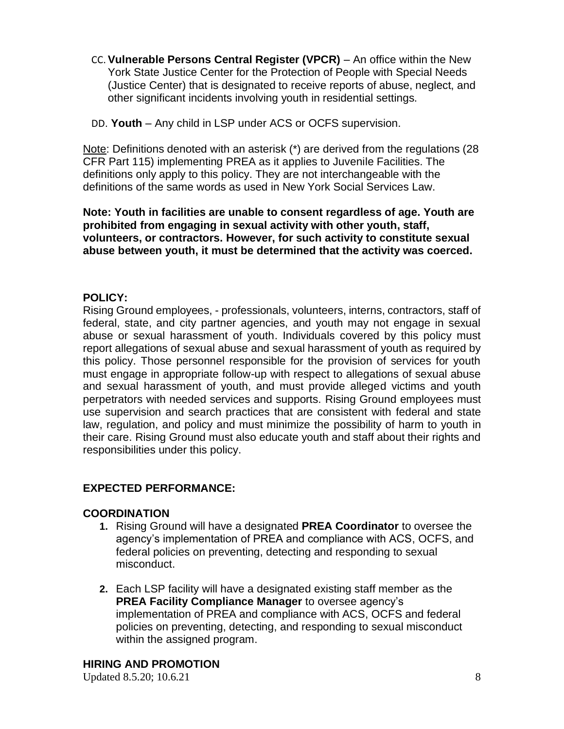CC. **Vulnerable Persons Central Register (VPCR)** – An office within the New York State Justice Center for the Protection of People with Special Needs (Justice Center) that is designated to receive reports of abuse, neglect, and other significant incidents involving youth in residential settings.

DD. **Youth** – Any child in LSP under ACS or OCFS supervision.

Note: Definitions denoted with an asterisk (*) are derived from the regulations (28 CFR Part 115) implementing PREA as it applies to Juvenile Facilities. The definitions only apply to this policy. They are not interchangeable with the definitions of the same words as used in New York Social Services Law.

**Note: Youth in facilities are unable to consent regardless of age. Youth are prohibited from engaging in sexual activity with other youth, staff, volunteers, or contractors. However, for such activity to constitute sexual abuse between youth, it must be determined that the activity was coerced.**

## POLICY:

Rising Ground employees, - professionals, volunteers, interns, contractors, staff of federal, state, and city partner agencies, and youth may not engage in sexual abuse or sexual harassment of youth. Individuals covered by this policy must report allegations of sexual abuse and sexual harassment of youth as required by this policy. Those personnel responsible for the provision of services for youth must engage in appropriate follow-up with respect to allegations of sexual abuse and sexual harassment of youth, and must provide alleged victims and youth perpetrators with needed services and supports. Rising Ground employees must use supervision and search practices that are consistent with federal and state law, regulation, and policy and must minimize the possibility of harm to youth in their care. Rising Ground must also educate youth and staff about their rights and responsibilities under this policy.

## EXPECTED PERFORMANCE:

### COORDINATION

1. Rising Ground will have a designated **PREA Coordinator** to oversee the agency's implementation of PREA and compliance with ACS, OCFS, and federal policies on preventing, detecting and responding to sexual misconduct.

2. Each LSP facility will have a designated existing staff member as the **PREA Facility Compliance Manager** to oversee agency's implementation of PREA and compliance with ACS, OCFS and federal policies on preventing, detecting, and responding to sexual misconduct within the assigned program.

### HIRING AND PROMOTION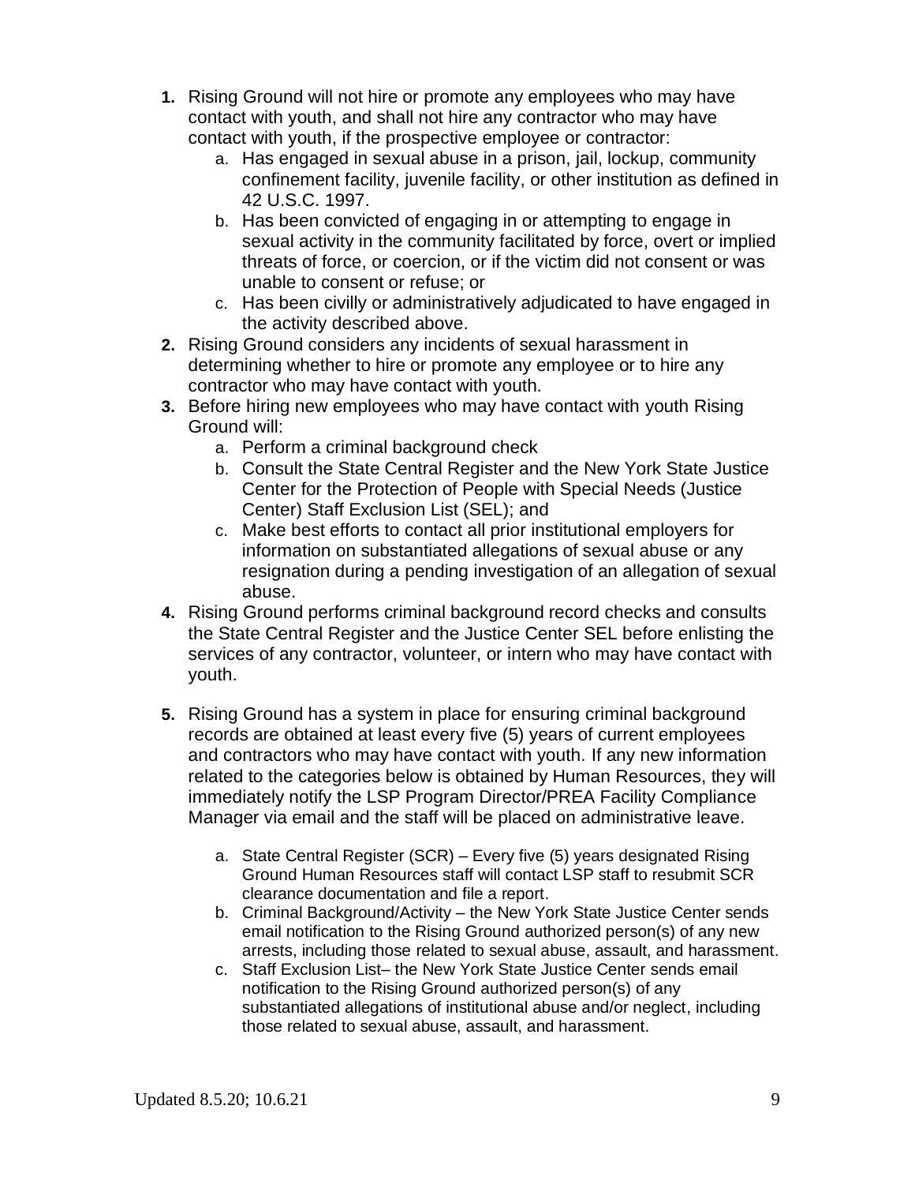1. Rising Ground will not hire or promote any employees who may have contact with youth, and shall not hire any contractor who may have contact with youth, if the prospective employee or contractor:
    a. Has engaged in sexual abuse in a prison, jail, lockup, community confinement facility, juvenile facility, or other institution as defined in 42 U.S.C. 1997.
    b. Has been convicted of engaging in or attempting to engage in sexual activity in the community facilitated by force, overt or implied threats of force, or coercion, or if the victim did not consent or was unable to consent or refuse; or
    c. Has been civilly or administratively adjudicated to have engaged in the activity described above.
2. Rising Ground considers any incidents of sexual harassment in determining whether to hire or promote any employee or to hire any contractor who may have contact with youth.
3. Before hiring new employees who may have contact with youth Rising Ground will:
    a. Perform a criminal background check
    b. Consult the State Central Register and the New York State Justice Center for the Protection of People with Special Needs (Justice Center) Staff Exclusion List (SEL); and
    c. Make best efforts to contact all prior institutional employers for information on substantiated allegations of sexual abuse or any resignation during a pending investigation of an allegation of sexual abuse.
4. Rising Ground performs criminal background record checks and consults the State Central Register and the Justice Center SEL before enlisting the services of any contractor, volunteer, or intern who may have contact with youth.
5. Rising Ground has a system in place for ensuring criminal background records are obtained at least every five (5) years of current employees and contractors who may have contact with youth. If any new information related to the categories below is obtained by Human Resources, they will immediately notify the LSP Program Director/PREA Facility Compliance Manager via email and the staff will be placed on administrative leave.
    a. State Central Register (SCR) – Every five (5) years designated Rising Ground Human Resources staff will contact LSP staff to resubmit SCR clearance documentation and file a report.
    b. Criminal Background/Activity – the New York State Justice Center sends email notification to the Rising Ground authorized person(s) of any new arrests, including those related to sexual abuse, assault, and harassment.
    c. Staff Exclusion List– the New York State Justice Center sends email notification to the Rising Ground authorized person(s) of any substantiated allegations of institutional abuse and/or neglect, including those related to sexual abuse, assault, and harassment.

Updated 8.5.20; 10.6.21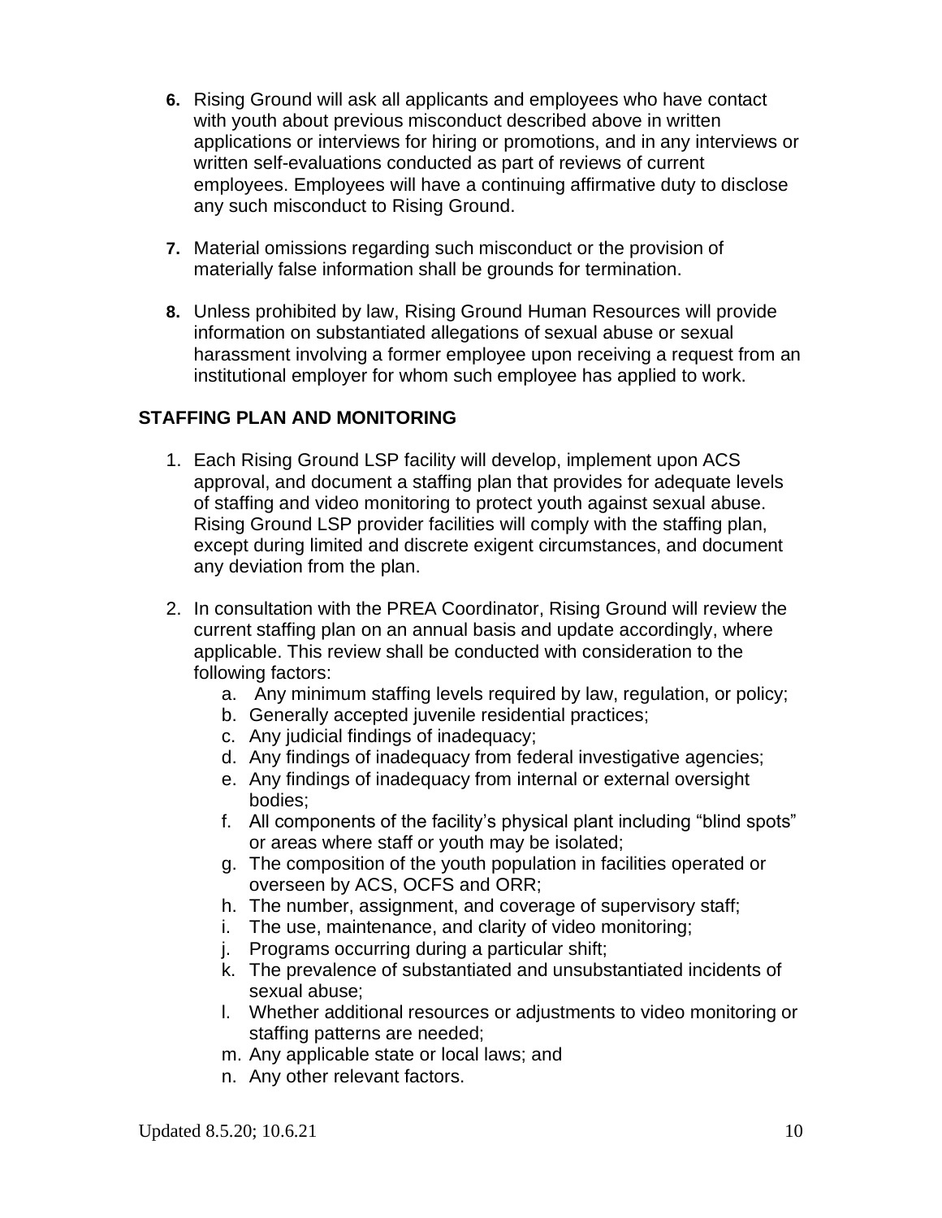6. Rising Ground will ask all applicants and employees who have contact with youth about previous misconduct described above in written applications or interviews for hiring or promotions, and in any interviews or written self-evaluations conducted as part of reviews of current employees. Employees will have a continuing affirmative duty to disclose any such misconduct to Rising Ground.

7. Material omissions regarding such misconduct or the provision of materially false information shall be grounds for termination.

8. Unless prohibited by law, Rising Ground Human Resources will provide information on substantiated allegations of sexual abuse or sexual harassment involving a former employee upon receiving a request from an institutional employer for whom such employee has applied to work.

**STAFFING PLAN AND MONITORING**

1. Each Rising Ground LSP facility will develop, implement upon ACS approval, and document a staffing plan that provides for adequate levels of staffing and video monitoring to protect youth against sexual abuse. Rising Ground LSP provider facilities will comply with the staffing plan, except during limited and discrete exigent circumstances, and document any deviation from the plan.

2. In consultation with the PREA Coordinator, Rising Ground will review the current staffing plan on an annual basis and update accordingly, where applicable. This review shall be conducted with consideration to the following factors:
   a. Any minimum staffing levels required by law, regulation, or policy;
   b. Generally accepted juvenile residential practices;
   c. Any judicial findings of inadequacy;
   d. Any findings of inadequacy from federal investigative agencies;
   e. Any findings of inadequacy from internal or external oversight bodies;
   f. All components of the facility's physical plant including "blind spots" or areas where staff or youth may be isolated;
   g. The composition of the youth population in facilities operated or overseen by ACS, OCFS and ORR;
   h. The number, assignment, and coverage of supervisory staff;
   i. The use, maintenance, and clarity of video monitoring;
   j. Programs occurring during a particular shift;
   k. The prevalence of substantiated and unsubstantiated incidents of sexual abuse;
   l. Whether additional resources or adjustments to video monitoring or staffing patterns are needed;
   m. Any applicable state or local laws; and
   n. Any other relevant factors.

Updated 8.5.20; 10.6.21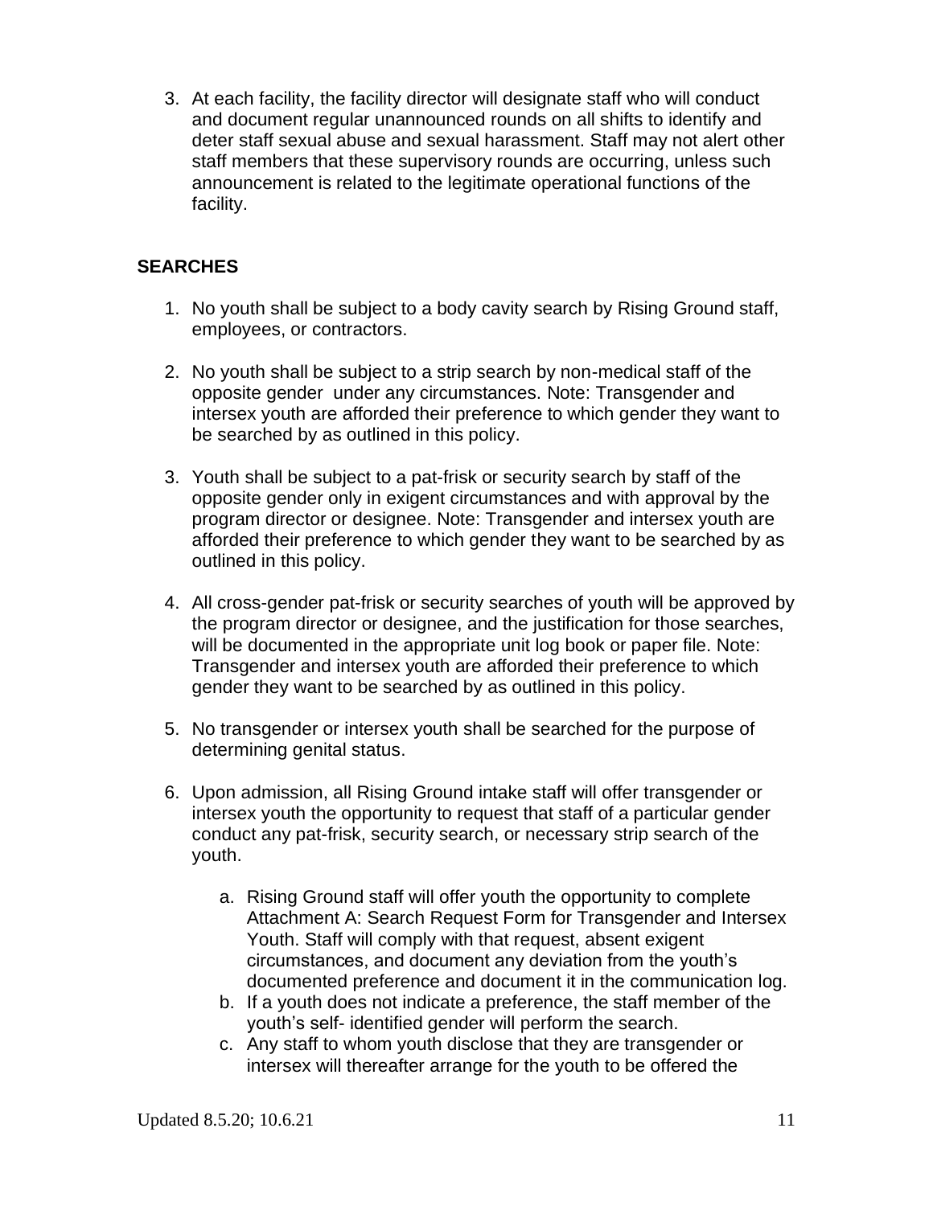3. At each facility, the facility director will designate staff who will conduct and document regular unannounced rounds on all shifts to identify and deter staff sexual abuse and sexual harassment. Staff may not alert other staff members that these supervisory rounds are occurring, unless such announcement is related to the legitimate operational functions of the facility.

**SEARCHES**

1. No youth shall be subject to a body cavity search by Rising Ground staff, employees, or contractors.

2. No youth shall be subject to a strip search by non-medical staff of the opposite gender under any circumstances. Note: Transgender and intersex youth are afforded their preference to which gender they want to be searched by as outlined in this policy.

3. Youth shall be subject to a pat-frisk or security search by staff of the opposite gender only in exigent circumstances and with approval by the program director or designee. Note: Transgender and intersex youth are afforded their preference to which gender they want to be searched by as outlined in this policy.

4. All cross-gender pat-frisk or security searches of youth will be approved by the program director or designee, and the justification for those searches, will be documented in the appropriate unit log book or paper file. Note: Transgender and intersex youth are afforded their preference to which gender they want to be searched by as outlined in this policy.

5. No transgender or intersex youth shall be searched for the purpose of determining genital status.

6. Upon admission, all Rising Ground intake staff will offer transgender or intersex youth the opportunity to request that staff of a particular gender conduct any pat-frisk, security search, or necessary strip search of the youth.

    a. Rising Ground staff will offer youth the opportunity to complete Attachment A: Search Request Form for Transgender and Intersex Youth. Staff will comply with that request, absent exigent circumstances, and document any deviation from the youth's documented preference and document it in the communication log.
    b. If a youth does not indicate a preference, the staff member of the youth's self- identified gender will perform the search.
    c. Any staff to whom youth disclose that they are transgender or intersex will thereafter arrange for the youth to be offered the

Updated 8.5.20; 10.6.21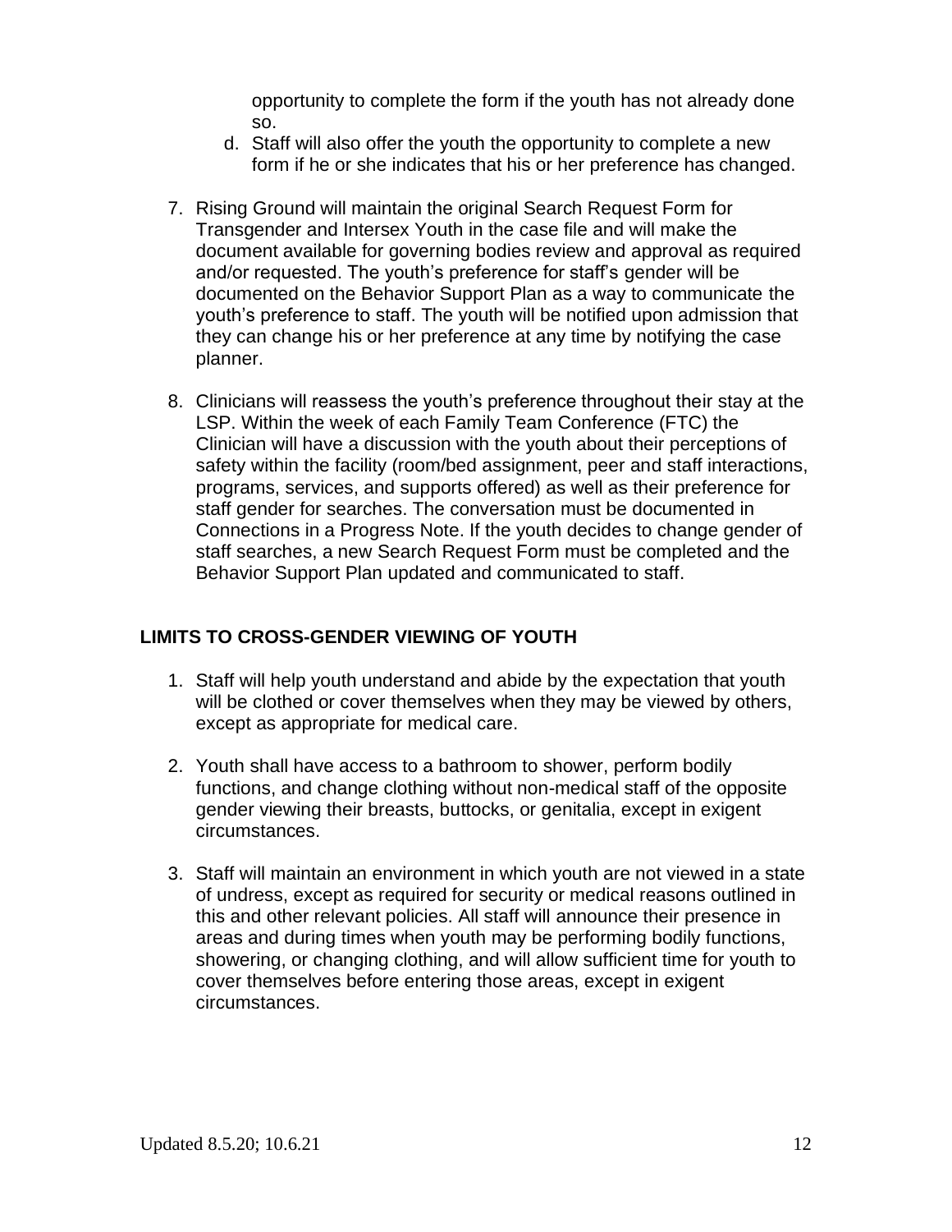opportunity to complete the form if the youth has not already done so.

   d. Staff will also offer the youth the opportunity to complete a new form if he or she indicates that his or her preference has changed.

7. Rising Ground will maintain the original Search Request Form for Transgender and Intersex Youth in the case file and will make the document available for governing bodies review and approval as required and/or requested. The youth's preference for staff's gender will be documented on the Behavior Support Plan as a way to communicate the youth's preference to staff. The youth will be notified upon admission that they can change his or her preference at any time by notifying the case planner.

8. Clinicians will reassess the youth's preference throughout their stay at the LSP. Within the week of each Family Team Conference (FTC) the Clinician will have a discussion with the youth about their perceptions of safety within the facility (room/bed assignment, peer and staff interactions, programs, services, and supports offered) as well as their preference for staff gender for searches. The conversation must be documented in Connections in a Progress Note. If the youth decides to change gender of staff searches, a new Search Request Form must be completed and the Behavior Support Plan updated and communicated to staff.

## LIMITS TO CROSS-GENDER VIEWING OF YOUTH

1. Staff will help youth understand and abide by the expectation that youth will be clothed or cover themselves when they may be viewed by others, except as appropriate for medical care.

2. Youth shall have access to a bathroom to shower, perform bodily functions, and change clothing without non-medical staff of the opposite gender viewing their breasts, buttocks, or genitalia, except in exigent circumstances.

3. Staff will maintain an environment in which youth are not viewed in a state of undress, except as required for security or medical reasons outlined in this and other relevant policies. All staff will announce their presence in areas and during times when youth may be performing bodily functions, showering, or changing clothing, and will allow sufficient time for youth to cover themselves before entering those areas, except in exigent circumstances.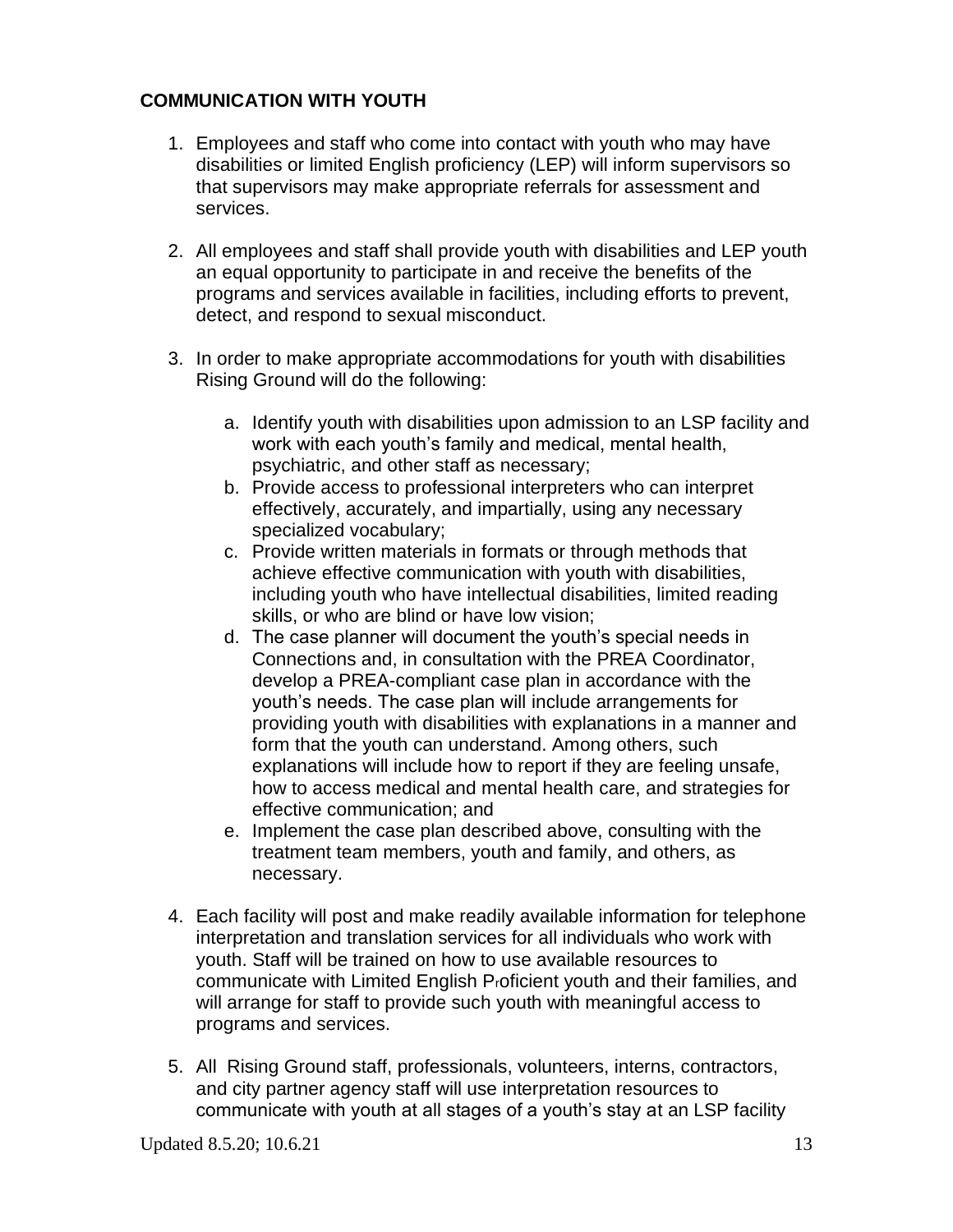## COMMUNICATION WITH YOUTH

1. Employees and staff who come into contact with youth who may have disabilities or limited English proficiency (LEP) will inform supervisors so that supervisors may make appropriate referrals for assessment and services.

2. All employees and staff shall provide youth with disabilities and LEP youth an equal opportunity to participate in and receive the benefits of the programs and services available in facilities, including efforts to prevent, detect, and respond to sexual misconduct.

3. In order to make appropriate accommodations for youth with disabilities Rising Ground will do the following:

    a. Identify youth with disabilities upon admission to an LSP facility and work with each youth's family and medical, mental health, psychiatric, and other staff as necessary;
    b. Provide access to professional interpreters who can interpret effectively, accurately, and impartially, using any necessary specialized vocabulary;
    c. Provide written materials in formats or through methods that achieve effective communication with youth with disabilities, including youth who have intellectual disabilities, limited reading skills, or who are blind or have low vision;
    d. The case planner will document the youth's special needs in Connections and, in consultation with the PREA Coordinator, develop a PREA-compliant case plan in accordance with the youth's needs. The case plan will include arrangements for providing youth with disabilities with explanations in a manner and form that the youth can understand. Among others, such explanations will include how to report if they are feeling unsafe, how to access medical and mental health care, and strategies for effective communication; and
    e. Implement the case plan described above, consulting with the treatment team members, youth and family, and others, as necessary.

4. Each facility will post and make readily available information for telephone interpretation and translation services for all individuals who work with youth. Staff will be trained on how to use available resources to communicate with Limited English Proficient youth and their families, and will arrange for staff to provide such youth with meaningful access to programs and services.

5. All Rising Ground staff, professionals, volunteers, interns, contractors, and city partner agency staff will use interpretation resources to communicate with youth at all stages of a youth's stay at an LSP facility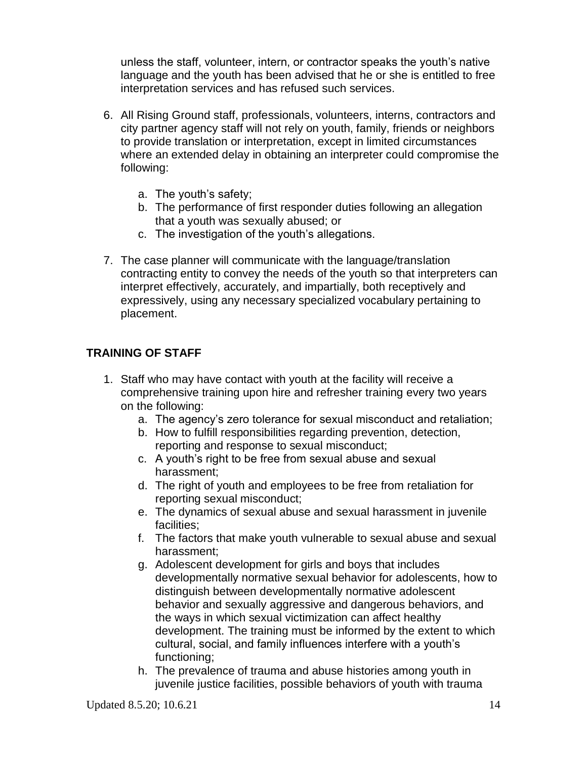unless the staff, volunteer, intern, or contractor speaks the youth's native language and the youth has been advised that he or she is entitled to free interpretation services and has refused such services.

6. All Rising Ground staff, professionals, volunteers, interns, contractors and city partner agency staff will not rely on youth, family, friends or neighbors to provide translation or interpretation, except in limited circumstances where an extended delay in obtaining an interpreter could compromise the following:

    a. The youth's safety;
    b. The performance of first responder duties following an allegation that a youth was sexually abused; or
    c. The investigation of the youth's allegations.

7. The case planner will communicate with the language/translation contracting entity to convey the needs of the youth so that interpreters can interpret effectively, accurately, and impartially, both receptively and expressively, using any necessary specialized vocabulary pertaining to placement.

## TRAINING OF STAFF

1. Staff who may have contact with youth at the facility will receive a comprehensive training upon hire and refresher training every two years on the following:
    a. The agency's zero tolerance for sexual misconduct and retaliation;
    b. How to fulfill responsibilities regarding prevention, detection, reporting and response to sexual misconduct;
    c. A youth's right to be free from sexual abuse and sexual harassment;
    d. The right of youth and employees to be free from retaliation for reporting sexual misconduct;
    e. The dynamics of sexual abuse and sexual harassment in juvenile facilities;
    f. The factors that make youth vulnerable to sexual abuse and sexual harassment;
    g. Adolescent development for girls and boys that includes developmentally normative sexual behavior for adolescents, how to distinguish between developmentally normative adolescent behavior and sexually aggressive and dangerous behaviors, and the ways in which sexual victimization can affect healthy development. The training must be informed by the extent to which cultural, social, and family influences interfere with a youth's functioning;
    h. The prevalence of trauma and abuse histories among youth in juvenile justice facilities, possible behaviors of youth with trauma

Updated 8.5.20; 10.6.21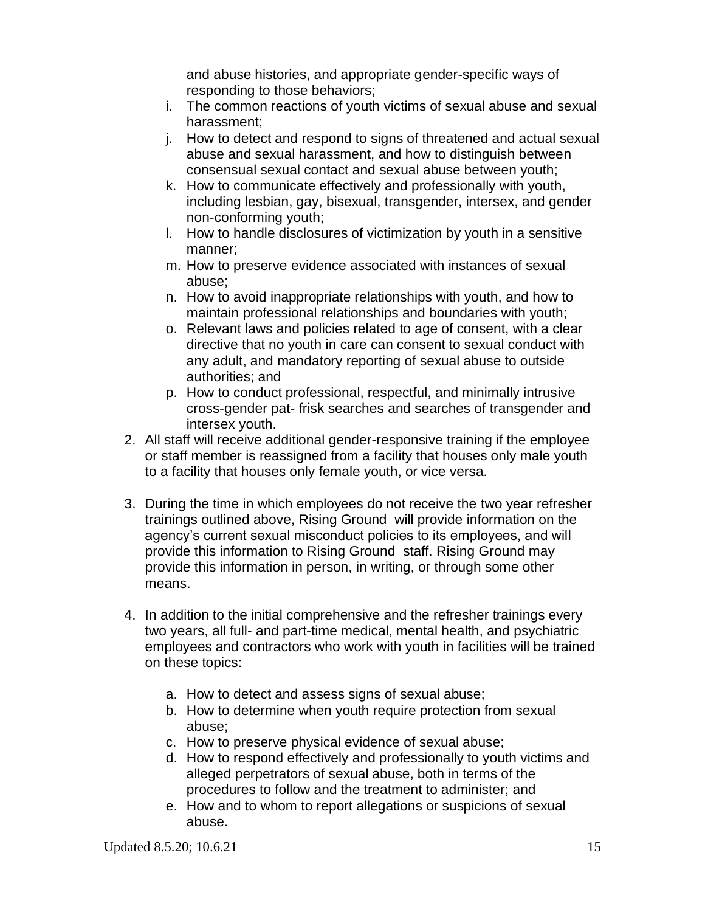and abuse histories, and appropriate gender-specific ways of responding to those behaviors;

   i. The common reactions of youth victims of sexual abuse and sexual harassment;
   j. How to detect and respond to signs of threatened and actual sexual abuse and sexual harassment, and how to distinguish between consensual sexual contact and sexual abuse between youth;
   k. How to communicate effectively and professionally with youth, including lesbian, gay, bisexual, transgender, intersex, and gender non-conforming youth;
   l. How to handle disclosures of victimization by youth in a sensitive manner;
   m. How to preserve evidence associated with instances of sexual abuse;
   n. How to avoid inappropriate relationships with youth, and how to maintain professional relationships and boundaries with youth;
   o. Relevant laws and policies related to age of consent, with a clear directive that no youth in care can consent to sexual conduct with any adult, and mandatory reporting of sexual abuse to outside authorities; and
   p. How to conduct professional, respectful, and minimally intrusive cross-gender pat- frisk searches and searches of transgender and intersex youth.

2. All staff will receive additional gender-responsive training if the employee or staff member is reassigned from a facility that houses only male youth to a facility that houses only female youth, or vice versa.

3. During the time in which employees do not receive the two year refresher trainings outlined above, Rising Ground will provide information on the agency's current sexual misconduct policies to its employees, and will provide this information to Rising Ground staff. Rising Ground may provide this information in person, in writing, or through some other means.

4. In addition to the initial comprehensive and the refresher trainings every two years, all full- and part-time medical, mental health, and psychiatric employees and contractors who work with youth in facilities will be trained on these topics:

   a. How to detect and assess signs of sexual abuse;
   b. How to determine when youth require protection from sexual abuse;
   c. How to preserve physical evidence of sexual abuse;
   d. How to respond effectively and professionally to youth victims and alleged perpetrators of sexual abuse, both in terms of the procedures to follow and the treatment to administer; and
   e. How and to whom to report allegations or suspicions of sexual abuse.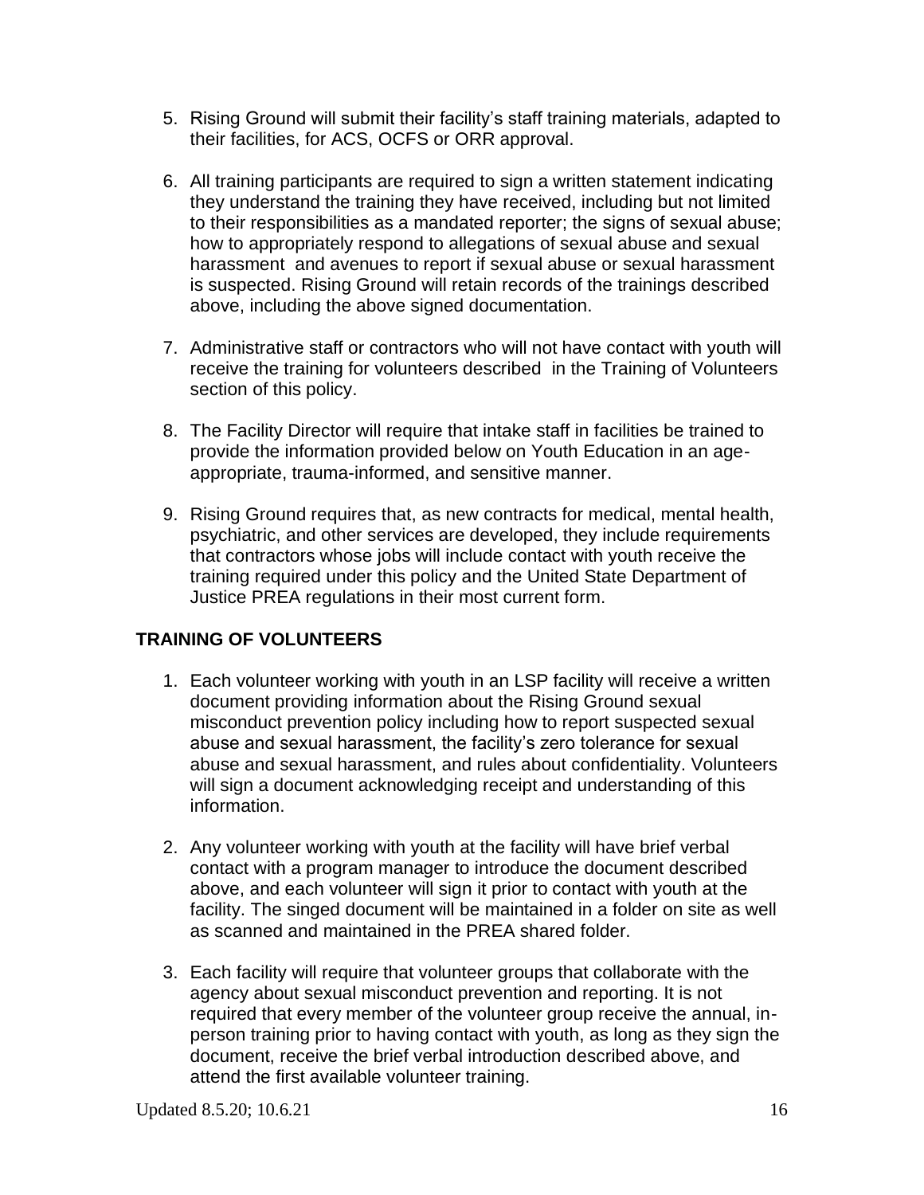5. Rising Ground will submit their facility's staff training materials, adapted to their facilities, for ACS, OCFS or ORR approval.

6. All training participants are required to sign a written statement indicating they understand the training they have received, including but not limited to their responsibilities as a mandated reporter; the signs of sexual abuse; how to appropriately respond to allegations of sexual abuse and sexual harassment and avenues to report if sexual abuse or sexual harassment is suspected. Rising Ground will retain records of the trainings described above, including the above signed documentation.

7. Administrative staff or contractors who will not have contact with youth will receive the training for volunteers described in the Training of Volunteers section of this policy.

8. The Facility Director will require that intake staff in facilities be trained to provide the information provided below on Youth Education in an age-appropriate, trauma-informed, and sensitive manner.

9. Rising Ground requires that, as new contracts for medical, mental health, psychiatric, and other services are developed, they include requirements that contractors whose jobs will include contact with youth receive the training required under this policy and the United State Department of Justice PREA regulations in their most current form.

## TRAINING OF VOLUNTEERS

1. Each volunteer working with youth in an LSP facility will receive a written document providing information about the Rising Ground sexual misconduct prevention policy including how to report suspected sexual abuse and sexual harassment, the facility's zero tolerance for sexual abuse and sexual harassment, and rules about confidentiality. Volunteers will sign a document acknowledging receipt and understanding of this information.

2. Any volunteer working with youth at the facility will have brief verbal contact with a program manager to introduce the document described above, and each volunteer will sign it prior to contact with youth at the facility. The singed document will be maintained in a folder on site as well as scanned and maintained in the PREA shared folder.

3. Each facility will require that volunteer groups that collaborate with the agency about sexual misconduct prevention and reporting. It is not required that every member of the volunteer group receive the annual, in-person training prior to having contact with youth, as long as they sign the document, receive the brief verbal introduction described above, and attend the first available volunteer training.

Updated 8.5.20; 10.6.21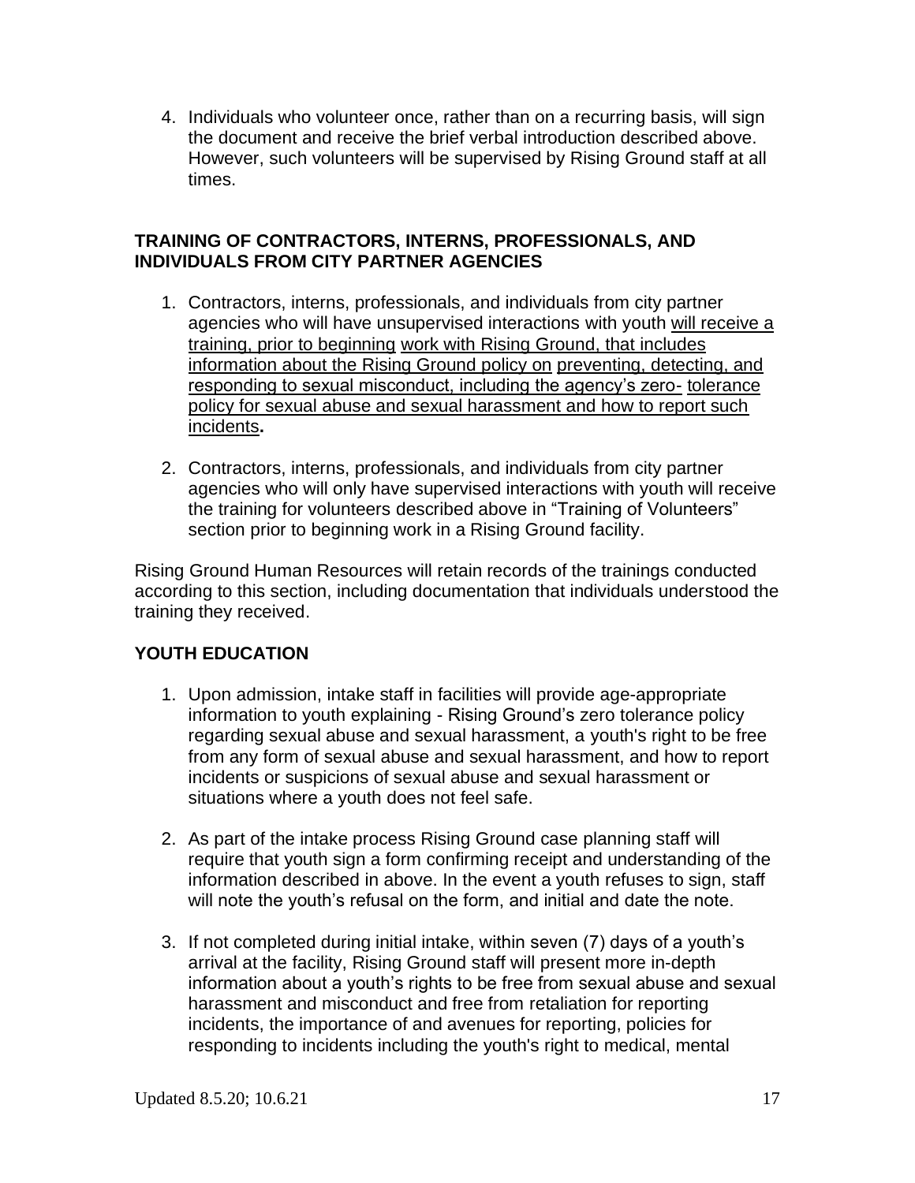4. Individuals who volunteer once, rather than on a recurring basis, will sign the document and receive the brief verbal introduction described above. However, such volunteers will be supervised by Rising Ground staff at all times.

**TRAINING OF CONTRACTORS, INTERNS, PROFESSIONALS, AND INDIVIDUALS FROM CITY PARTNER AGENCIES**

1. Contractors, interns, professionals, and individuals from city partner agencies who will have unsupervised interactions with youth will receive a training, prior to beginning work with Rising Ground, that includes information about the Rising Ground policy on preventing, detecting, and responding to sexual misconduct, including the agency's zero- tolerance policy for sexual abuse and sexual harassment and how to report such incidents**.**

2. Contractors, interns, professionals, and individuals from city partner agencies who will only have supervised interactions with youth will receive the training for volunteers described above in "Training of Volunteers" section prior to beginning work in a Rising Ground facility.

Rising Ground Human Resources will retain records of the trainings conducted according to this section, including documentation that individuals understood the training they received.

**YOUTH EDUCATION**

1. Upon admission, intake staff in facilities will provide age-appropriate information to youth explaining - Rising Ground's zero tolerance policy regarding sexual abuse and sexual harassment, a youth's right to be free from any form of sexual abuse and sexual harassment, and how to report incidents or suspicions of sexual abuse and sexual harassment or situations where a youth does not feel safe.

2. As part of the intake process Rising Ground case planning staff will require that youth sign a form confirming receipt and understanding of the information described in above. In the event a youth refuses to sign, staff will note the youth's refusal on the form, and initial and date the note.

3. If not completed during initial intake, within seven (7) days of a youth's arrival at the facility, Rising Ground staff will present more in-depth information about a youth's rights to be free from sexual abuse and sexual harassment and misconduct and free from retaliation for reporting incidents, the importance of and avenues for reporting, policies for responding to incidents including the youth's right to medical, mental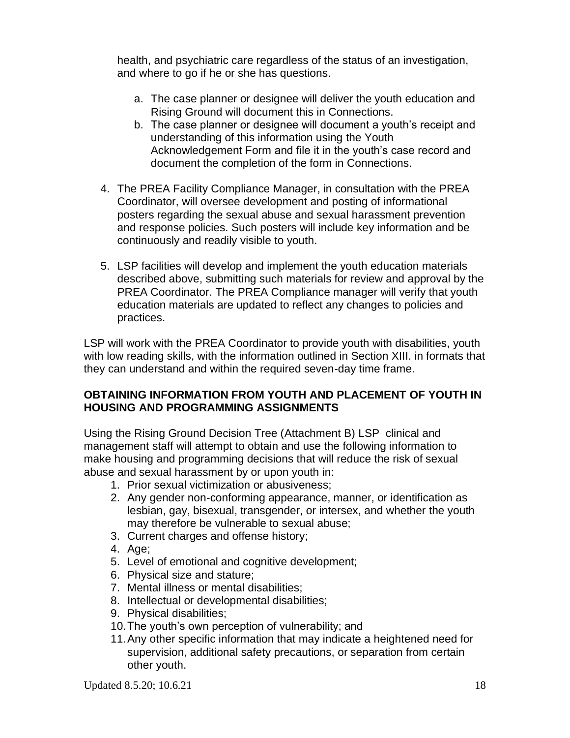health, and psychiatric care regardless of the status of an investigation, and where to go if he or she has questions.

   a. The case planner or designee will deliver the youth education and Rising Ground will document this in Connections.
   b. The case planner or designee will document a youth's receipt and understanding of this information using the Youth Acknowledgement Form and file it in the youth's case record and document the completion of the form in Connections.

4. The PREA Facility Compliance Manager, in consultation with the PREA Coordinator, will oversee development and posting of informational posters regarding the sexual abuse and sexual harassment prevention and response policies. Such posters will include key information and be continuously and readily visible to youth.

5. LSP facilities will develop and implement the youth education materials described above, submitting such materials for review and approval by the PREA Coordinator. The PREA Compliance manager will verify that youth education materials are updated to reflect any changes to policies and practices.

LSP will work with the PREA Coordinator to provide youth with disabilities, youth with low reading skills, with the information outlined in Section XIII. in formats that they can understand and within the required seven-day time frame.

**OBTAINING INFORMATION FROM YOUTH AND PLACEMENT OF YOUTH IN HOUSING AND PROGRAMMING ASSIGNMENTS**

Using the Rising Ground Decision Tree (Attachment B) LSP clinical and management staff will attempt to obtain and use the following information to make housing and programming decisions that will reduce the risk of sexual abuse and sexual harassment by or upon youth in:

1. Prior sexual victimization or abusiveness;
2. Any gender non-conforming appearance, manner, or identification as lesbian, gay, bisexual, transgender, or intersex, and whether the youth may therefore be vulnerable to sexual abuse;
3. Current charges and offense history;
4. Age;
5. Level of emotional and cognitive development;
6. Physical size and stature;
7. Mental illness or mental disabilities;
8. Intellectual or developmental disabilities;
9. Physical disabilities;
10. The youth's own perception of vulnerability; and
11. Any other specific information that may indicate a heightened need for supervision, additional safety precautions, or separation from certain other youth.

Updated 8.5.20; 10.6.21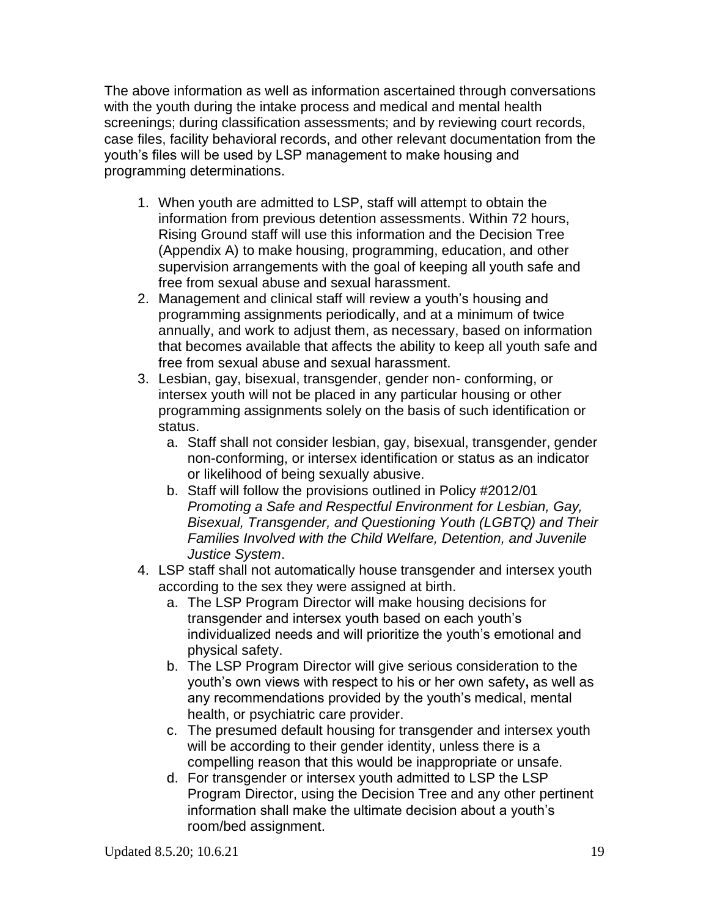The above information as well as information ascertained through conversations with the youth during the intake process and medical and mental health screenings; during classification assessments; and by reviewing court records, case files, facility behavioral records, and other relevant documentation from the youth's files will be used by LSP management to make housing and programming determinations.

1. When youth are admitted to LSP, staff will attempt to obtain the information from previous detention assessments. Within 72 hours, Rising Ground staff will use this information and the Decision Tree (Appendix A) to make housing, programming, education, and other supervision arrangements with the goal of keeping all youth safe and free from sexual abuse and sexual harassment.
2. Management and clinical staff will review a youth's housing and programming assignments periodically, and at a minimum of twice annually, and work to adjust them, as necessary, based on information that becomes available that affects the ability to keep all youth safe and free from sexual abuse and sexual harassment.
3. Lesbian, gay, bisexual, transgender, gender non- conforming, or intersex youth will not be placed in any particular housing or other programming assignments solely on the basis of such identification or status.
   a. Staff shall not consider lesbian, gay, bisexual, transgender, gender non-conforming, or intersex identification or status as an indicator or likelihood of being sexually abusive.
   b. Staff will follow the provisions outlined in Policy #2012/01 *Promoting a Safe and Respectful Environment for Lesbian, Gay, Bisexual, Transgender, and Questioning Youth (LGBTQ) and Their Families Involved with the Child Welfare, Detention, and Juvenile Justice System*.
4. LSP staff shall not automatically house transgender and intersex youth according to the sex they were assigned at birth.
   a. The LSP Program Director will make housing decisions for transgender and intersex youth based on each youth's individualized needs and will prioritize the youth's emotional and physical safety.
   b. The LSP Program Director will give serious consideration to the youth's own views with respect to his or her own safety**,** as well as any recommendations provided by the youth's medical, mental health, or psychiatric care provider.
   c. The presumed default housing for transgender and intersex youth will be according to their gender identity, unless there is a compelling reason that this would be inappropriate or unsafe.
   d. For transgender or intersex youth admitted to LSP the LSP Program Director, using the Decision Tree and any other pertinent information shall make the ultimate decision about a youth's room/bed assignment.

Updated 8.5.20; 10.6.21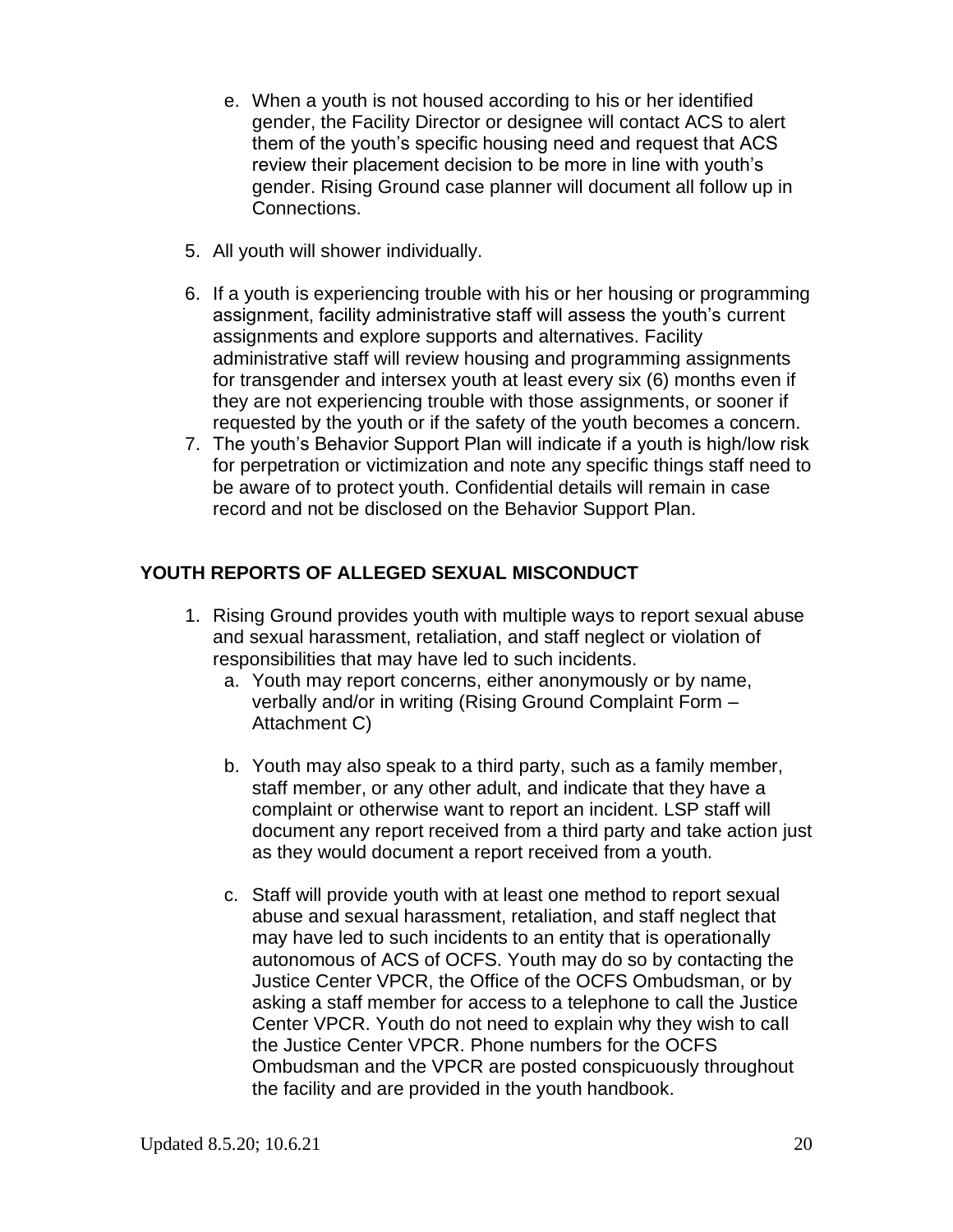e. When a youth is not housed according to his or her identified gender, the Facility Director or designee will contact ACS to alert them of the youth's specific housing need and request that ACS review their placement decision to be more in line with youth's gender. Rising Ground case planner will document all follow up in Connections.

5. All youth will shower individually.

6. If a youth is experiencing trouble with his or her housing or programming assignment, facility administrative staff will assess the youth's current assignments and explore supports and alternatives. Facility administrative staff will review housing and programming assignments for transgender and intersex youth at least every six (6) months even if they are not experiencing trouble with those assignments, or sooner if requested by the youth or if the safety of the youth becomes a concern.
7. The youth's Behavior Support Plan will indicate if a youth is high/low risk for perpetration or victimization and note any specific things staff need to be aware of to protect youth. Confidential details will remain in case record and not be disclosed on the Behavior Support Plan.

## YOUTH REPORTS OF ALLEGED SEXUAL MISCONDUCT

1. Rising Ground provides youth with multiple ways to report sexual abuse and sexual harassment, retaliation, and staff neglect or violation of responsibilities that may have led to such incidents.
   a. Youth may report concerns, either anonymously or by name, verbally and/or in writing (Rising Ground Complaint Form – Attachment C)

   b. Youth may also speak to a third party, such as a family member, staff member, or any other adult, and indicate that they have a complaint or otherwise want to report an incident. LSP staff will document any report received from a third party and take action just as they would document a report received from a youth.

   c. Staff will provide youth with at least one method to report sexual abuse and sexual harassment, retaliation, and staff neglect that may have led to such incidents to an entity that is operationally autonomous of ACS of OCFS. Youth may do so by contacting the Justice Center VPCR, the Office of the OCFS Ombudsman, or by asking a staff member for access to a telephone to call the Justice Center VPCR. Youth do not need to explain why they wish to call the Justice Center VPCR. Phone numbers for the OCFS Ombudsman and the VPCR are posted conspicuously throughout the facility and are provided in the youth handbook.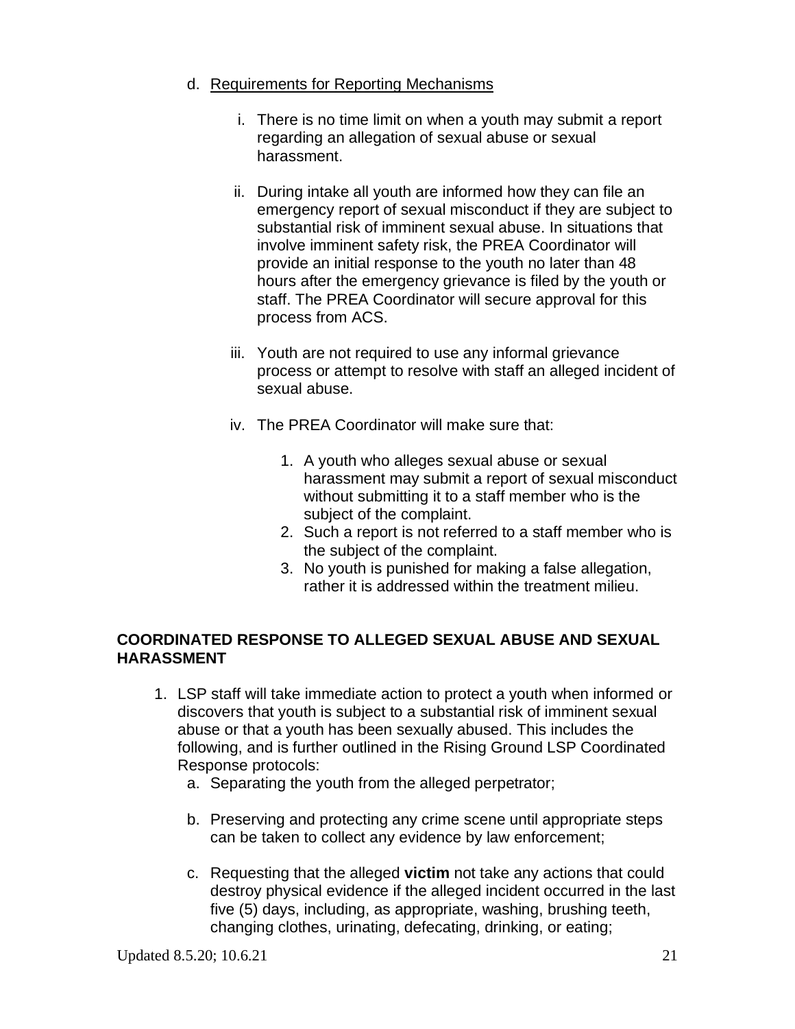d. <u>Requirements for Reporting Mechanisms</u>

   i. There is no time limit on when a youth may submit a report regarding an allegation of sexual abuse or sexual harassment.

   ii. During intake all youth are informed how they can file an emergency report of sexual misconduct if they are subject to substantial risk of imminent sexual abuse. In situations that involve imminent safety risk, the PREA Coordinator will provide an initial response to the youth no later than 48 hours after the emergency grievance is filed by the youth or staff. The PREA Coordinator will secure approval for this process from ACS.

   iii. Youth are not required to use any informal grievance process or attempt to resolve with staff an alleged incident of sexual abuse.

   iv. The PREA Coordinator will make sure that:

      1. A youth who alleges sexual abuse or sexual harassment may submit a report of sexual misconduct without submitting it to a staff member who is the subject of the complaint.
      2. Such a report is not referred to a staff member who is the subject of the complaint.
      3. No youth is punished for making a false allegation, rather it is addressed within the treatment milieu.

## COORDINATED RESPONSE TO ALLEGED SEXUAL ABUSE AND SEXUAL HARASSMENT

1. LSP staff will take immediate action to protect a youth when informed or discovers that youth is subject to a substantial risk of imminent sexual abuse or that a youth has been sexually abused. This includes the following, and is further outlined in the Rising Ground LSP Coordinated Response protocols:
   a. Separating the youth from the alleged perpetrator;

   b. Preserving and protecting any crime scene until appropriate steps can be taken to collect any evidence by law enforcement;

   c. Requesting that the alleged **victim** not take any actions that could destroy physical evidence if the alleged incident occurred in the last five (5) days, including, as appropriate, washing, brushing teeth, changing clothes, urinating, defecating, drinking, or eating;

Updated 8.5.20; 10.6.21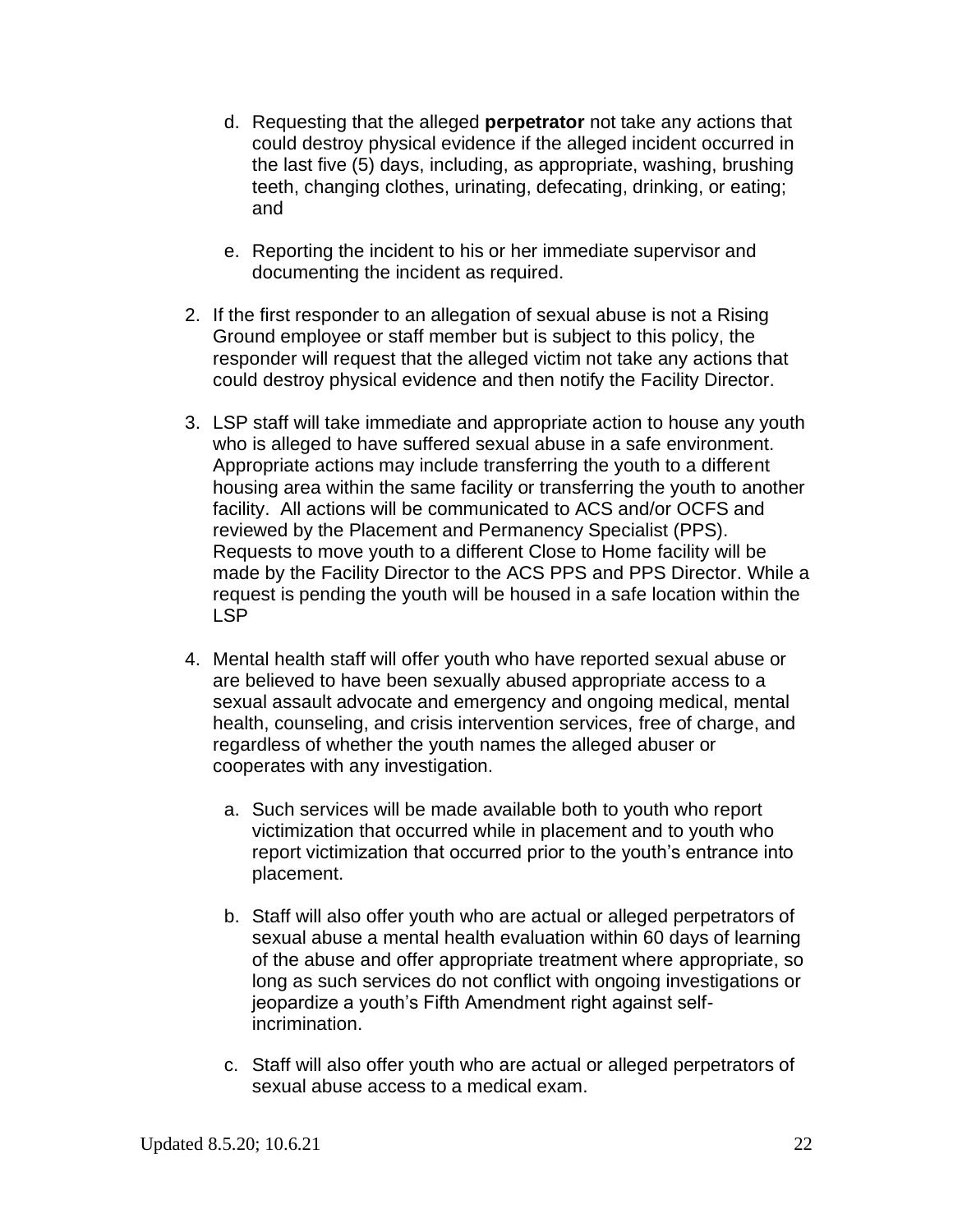d. Requesting that the alleged **perpetrator** not take any actions that could destroy physical evidence if the alleged incident occurred in the last five (5) days, including, as appropriate, washing, brushing teeth, changing clothes, urinating, defecating, drinking, or eating; and

e. Reporting the incident to his or her immediate supervisor and documenting the incident as required.

2. If the first responder to an allegation of sexual abuse is not a Rising Ground employee or staff member but is subject to this policy, the responder will request that the alleged victim not take any actions that could destroy physical evidence and then notify the Facility Director.

3. LSP staff will take immediate and appropriate action to house any youth who is alleged to have suffered sexual abuse in a safe environment. Appropriate actions may include transferring the youth to a different housing area within the same facility or transferring the youth to another facility. All actions will be communicated to ACS and/or OCFS and reviewed by the Placement and Permanency Specialist (PPS). Requests to move youth to a different Close to Home facility will be made by the Facility Director to the ACS PPS and PPS Director. While a request is pending the youth will be housed in a safe location within the LSP

4. Mental health staff will offer youth who have reported sexual abuse or are believed to have been sexually abused appropriate access to a sexual assault advocate and emergency and ongoing medical, mental health, counseling, and crisis intervention services, free of charge, and regardless of whether the youth names the alleged abuser or cooperates with any investigation.

   a. Such services will be made available both to youth who report victimization that occurred while in placement and to youth who report victimization that occurred prior to the youth's entrance into placement.

   b. Staff will also offer youth who are actual or alleged perpetrators of sexual abuse a mental health evaluation within 60 days of learning of the abuse and offer appropriate treatment where appropriate, so long as such services do not conflict with ongoing investigations or jeopardize a youth's Fifth Amendment right against self-incrimination.

   c. Staff will also offer youth who are actual or alleged perpetrators of sexual abuse access to a medical exam.

Updated 8.5.20; 10.6.21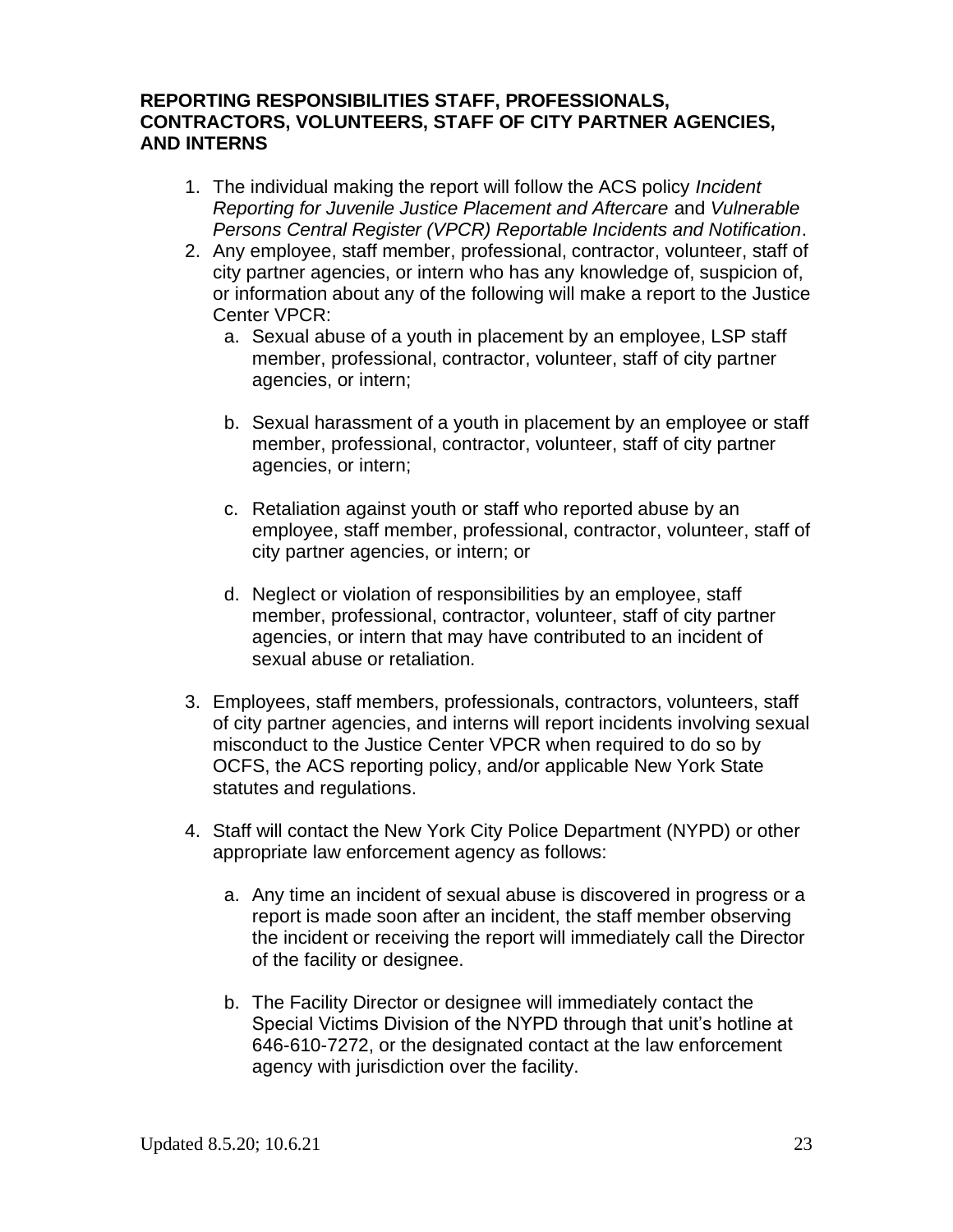**REPORTING RESPONSIBILITIES STAFF, PROFESSIONALS, CONTRACTORS, VOLUNTEERS, STAFF OF CITY PARTNER AGENCIES, AND INTERNS**

1. The individual making the report will follow the ACS policy *Incident Reporting for Juvenile Justice Placement and Aftercare* and *Vulnerable Persons Central Register (VPCR) Reportable Incidents and Notification*.
2. Any employee, staff member, professional, contractor, volunteer, staff of city partner agencies, or intern who has any knowledge of, suspicion of, or information about any of the following will make a report to the Justice Center VPCR:
   a. Sexual abuse of a youth in placement by an employee, LSP staff member, professional, contractor, volunteer, staff of city partner agencies, or intern;

   b. Sexual harassment of a youth in placement by an employee or staff member, professional, contractor, volunteer, staff of city partner agencies, or intern;

   c. Retaliation against youth or staff who reported abuse by an employee, staff member, professional, contractor, volunteer, staff of city partner agencies, or intern; or

   d. Neglect or violation of responsibilities by an employee, staff member, professional, contractor, volunteer, staff of city partner agencies, or intern that may have contributed to an incident of sexual abuse or retaliation.

3. Employees, staff members, professionals, contractors, volunteers, staff of city partner agencies, and interns will report incidents involving sexual misconduct to the Justice Center VPCR when required to do so by OCFS, the ACS reporting policy, and/or applicable New York State statutes and regulations.

4. Staff will contact the New York City Police Department (NYPD) or other appropriate law enforcement agency as follows:

   a. Any time an incident of sexual abuse is discovered in progress or a report is made soon after an incident, the staff member observing the incident or receiving the report will immediately call the Director of the facility or designee.

   b. The Facility Director or designee will immediately contact the Special Victims Division of the NYPD through that unit's hotline at 646-610-7272, or the designated contact at the law enforcement agency with jurisdiction over the facility.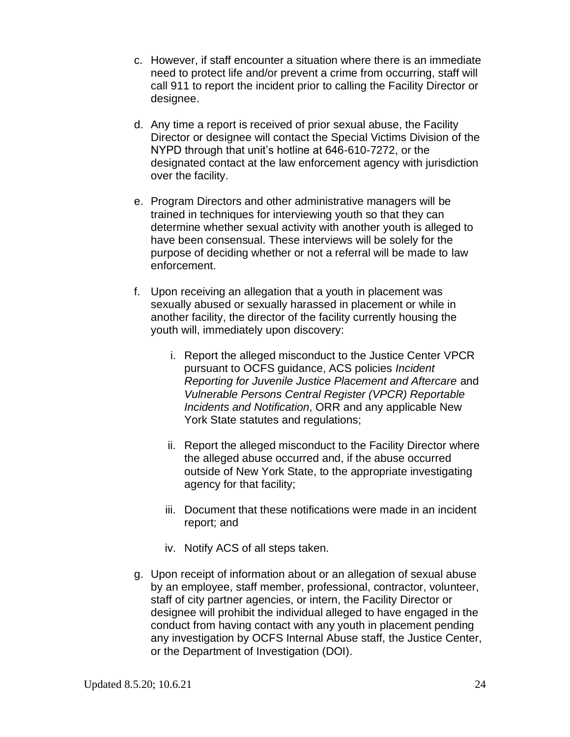c. However, if staff encounter a situation where there is an immediate need to protect life and/or prevent a crime from occurring, staff will call 911 to report the incident prior to calling the Facility Director or designee.

d. Any time a report is received of prior sexual abuse, the Facility Director or designee will contact the Special Victims Division of the NYPD through that unit's hotline at 646-610-7272, or the designated contact at the law enforcement agency with jurisdiction over the facility.

e. Program Directors and other administrative managers will be trained in techniques for interviewing youth so that they can determine whether sexual activity with another youth is alleged to have been consensual. These interviews will be solely for the purpose of deciding whether or not a referral will be made to law enforcement.

f. Upon receiving an allegation that a youth in placement was sexually abused or sexually harassed in placement or while in another facility, the director of the facility currently housing the youth will, immediately upon discovery:

   i. Report the alleged misconduct to the Justice Center VPCR pursuant to OCFS guidance, ACS policies *Incident Reporting for Juvenile Justice Placement and Aftercare* and *Vulnerable Persons Central Register (VPCR) Reportable Incidents and Notification*, ORR and any applicable New York State statutes and regulations;

   ii. Report the alleged misconduct to the Facility Director where the alleged abuse occurred and, if the abuse occurred outside of New York State, to the appropriate investigating agency for that facility;

   iii. Document that these notifications were made in an incident report; and

   iv. Notify ACS of all steps taken.

g. Upon receipt of information about or an allegation of sexual abuse by an employee, staff member, professional, contractor, volunteer, staff of city partner agencies, or intern, the Facility Director or designee will prohibit the individual alleged to have engaged in the conduct from having contact with any youth in placement pending any investigation by OCFS Internal Abuse staff, the Justice Center, or the Department of Investigation (DOI).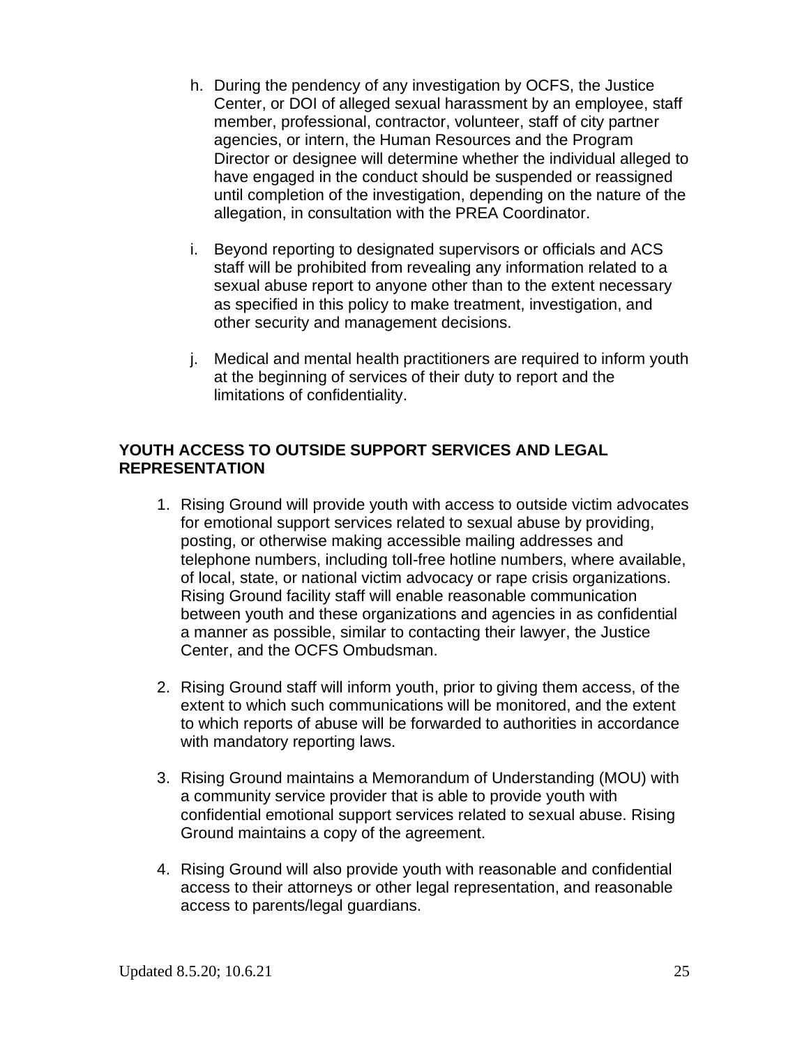h. During the pendency of any investigation by OCFS, the Justice Center, or DOI of alleged sexual harassment by an employee, staff member, professional, contractor, volunteer, staff of city partner agencies, or intern, the Human Resources and the Program Director or designee will determine whether the individual alleged to have engaged in the conduct should be suspended or reassigned until completion of the investigation, depending on the nature of the allegation, in consultation with the PREA Coordinator.

i. Beyond reporting to designated supervisors or officials and ACS staff will be prohibited from revealing any information related to a sexual abuse report to anyone other than to the extent necessary as specified in this policy to make treatment, investigation, and other security and management decisions.

j. Medical and mental health practitioners are required to inform youth at the beginning of services of their duty to report and the limitations of confidentiality.

**YOUTH ACCESS TO OUTSIDE SUPPORT SERVICES AND LEGAL REPRESENTATION**

1. Rising Ground will provide youth with access to outside victim advocates for emotional support services related to sexual abuse by providing, posting, or otherwise making accessible mailing addresses and telephone numbers, including toll-free hotline numbers, where available, of local, state, or national victim advocacy or rape crisis organizations. Rising Ground facility staff will enable reasonable communication between youth and these organizations and agencies in as confidential a manner as possible, similar to contacting their lawyer, the Justice Center, and the OCFS Ombudsman.

2. Rising Ground staff will inform youth, prior to giving them access, of the extent to which such communications will be monitored, and the extent to which reports of abuse will be forwarded to authorities in accordance with mandatory reporting laws.

3. Rising Ground maintains a Memorandum of Understanding (MOU) with a community service provider that is able to provide youth with confidential emotional support services related to sexual abuse. Rising Ground maintains a copy of the agreement.

4. Rising Ground will also provide youth with reasonable and confidential access to their attorneys or other legal representation, and reasonable access to parents/legal guardians.

Updated 8.5.20; 10.6.21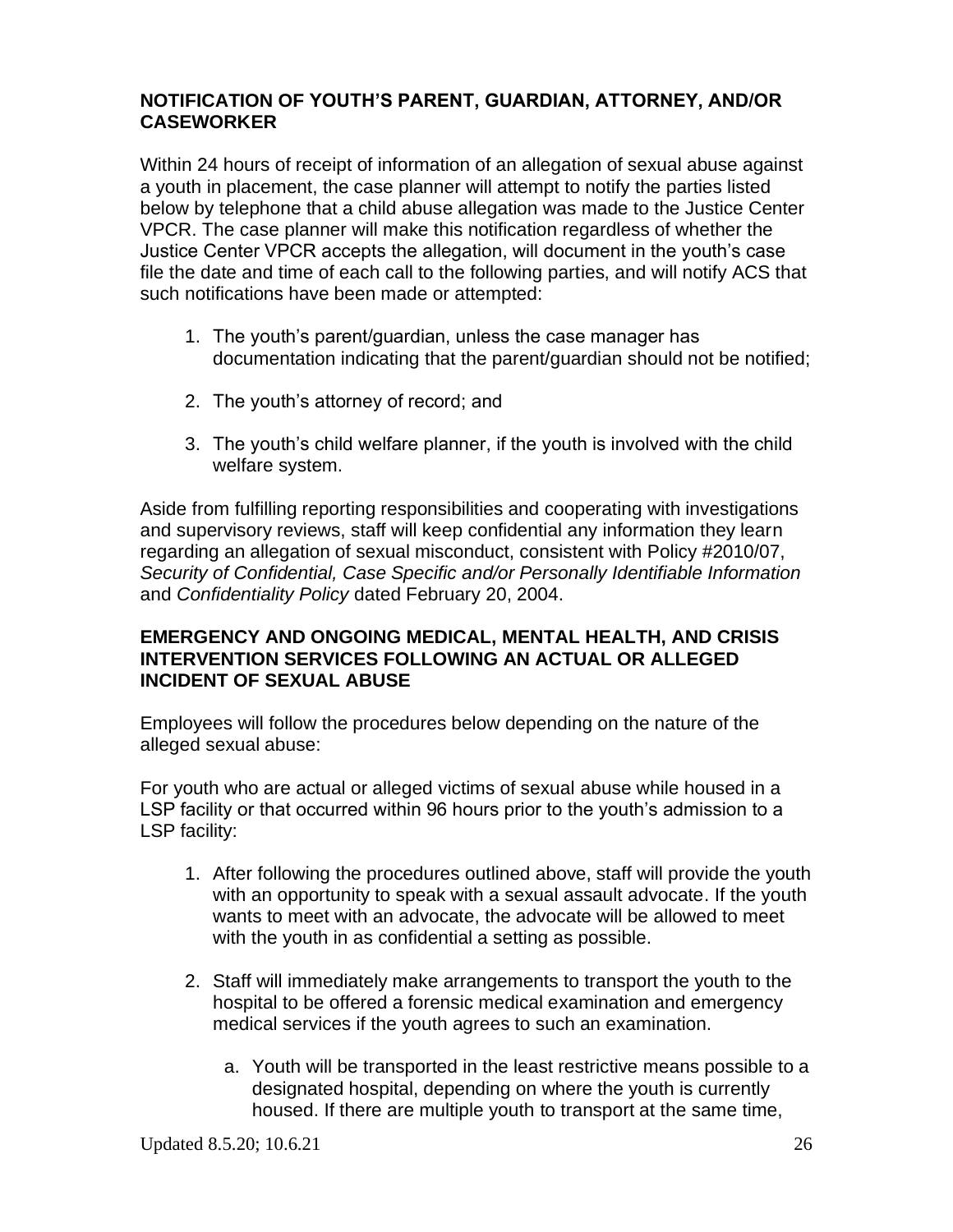## NOTIFICATION OF YOUTH'S PARENT, GUARDIAN, ATTORNEY, AND/OR CASEWORKER

Within 24 hours of receipt of information of an allegation of sexual abuse against a youth in placement, the case planner will attempt to notify the parties listed below by telephone that a child abuse allegation was made to the Justice Center VPCR. The case planner will make this notification regardless of whether the Justice Center VPCR accepts the allegation, will document in the youth's case file the date and time of each call to the following parties, and will notify ACS that such notifications have been made or attempted:

1. The youth's parent/guardian, unless the case manager has documentation indicating that the parent/guardian should not be notified;
2. The youth's attorney of record; and
3. The youth's child welfare planner, if the youth is involved with the child welfare system.

Aside from fulfilling reporting responsibilities and cooperating with investigations and supervisory reviews, staff will keep confidential any information they learn regarding an allegation of sexual misconduct, consistent with Policy #2010/07, *Security of Confidential, Case Specific and/or Personally Identifiable Information* and *Confidentiality Policy* dated February 20, 2004.

## EMERGENCY AND ONGOING MEDICAL, MENTAL HEALTH, AND CRISIS INTERVENTION SERVICES FOLLOWING AN ACTUAL OR ALLEGED INCIDENT OF SEXUAL ABUSE

Employees will follow the procedures below depending on the nature of the alleged sexual abuse:

For youth who are actual or alleged victims of sexual abuse while housed in a LSP facility or that occurred within 96 hours prior to the youth's admission to a LSP facility:

1. After following the procedures outlined above, staff will provide the youth with an opportunity to speak with a sexual assault advocate. If the youth wants to meet with an advocate, the advocate will be allowed to meet with the youth in as confidential a setting as possible.
2. Staff will immediately make arrangements to transport the youth to the hospital to be offered a forensic medical examination and emergency medical services if the youth agrees to such an examination.
   a. Youth will be transported in the least restrictive means possible to a designated hospital, depending on where the youth is currently housed. If there are multiple youth to transport at the same time,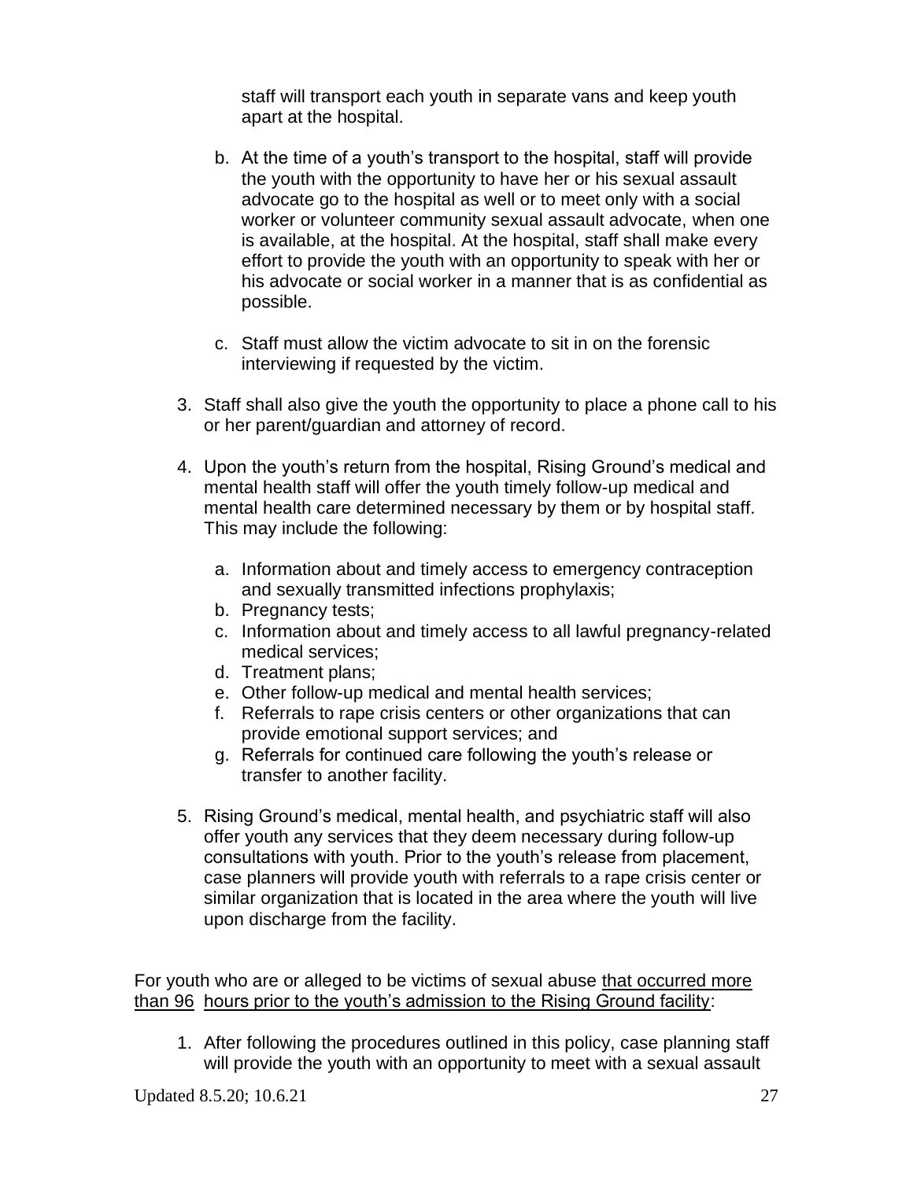staff will transport each youth in separate vans and keep youth apart at the hospital.

b. At the time of a youth's transport to the hospital, staff will provide the youth with the opportunity to have her or his sexual assault advocate go to the hospital as well or to meet only with a social worker or volunteer community sexual assault advocate, when one is available, at the hospital. At the hospital, staff shall make every effort to provide the youth with an opportunity to speak with her or his advocate or social worker in a manner that is as confidential as possible.

c. Staff must allow the victim advocate to sit in on the forensic interviewing if requested by the victim.

3. Staff shall also give the youth the opportunity to place a phone call to his or her parent/guardian and attorney of record.

4. Upon the youth's return from the hospital, Rising Ground's medical and mental health staff will offer the youth timely follow-up medical and mental health care determined necessary by them or by hospital staff. This may include the following:

   a. Information about and timely access to emergency contraception and sexually transmitted infections prophylaxis;
   b. Pregnancy tests;
   c. Information about and timely access to all lawful pregnancy-related medical services;
   d. Treatment plans;
   e. Other follow-up medical and mental health services;
   f. Referrals to rape crisis centers or other organizations that can provide emotional support services; and
   g. Referrals for continued care following the youth's release or transfer to another facility.

5. Rising Ground's medical, mental health, and psychiatric staff will also offer youth any services that they deem necessary during follow-up consultations with youth. Prior to the youth's release from placement, case planners will provide youth with referrals to a rape crisis center or similar organization that is located in the area where the youth will live upon discharge from the facility.

For youth who are or alleged to be victims of sexual abuse <u>that occurred more than 96 hours prior to the youth's admission to the Rising Ground facility</u>:

1. After following the procedures outlined in this policy, case planning staff will provide the youth with an opportunity to meet with a sexual assault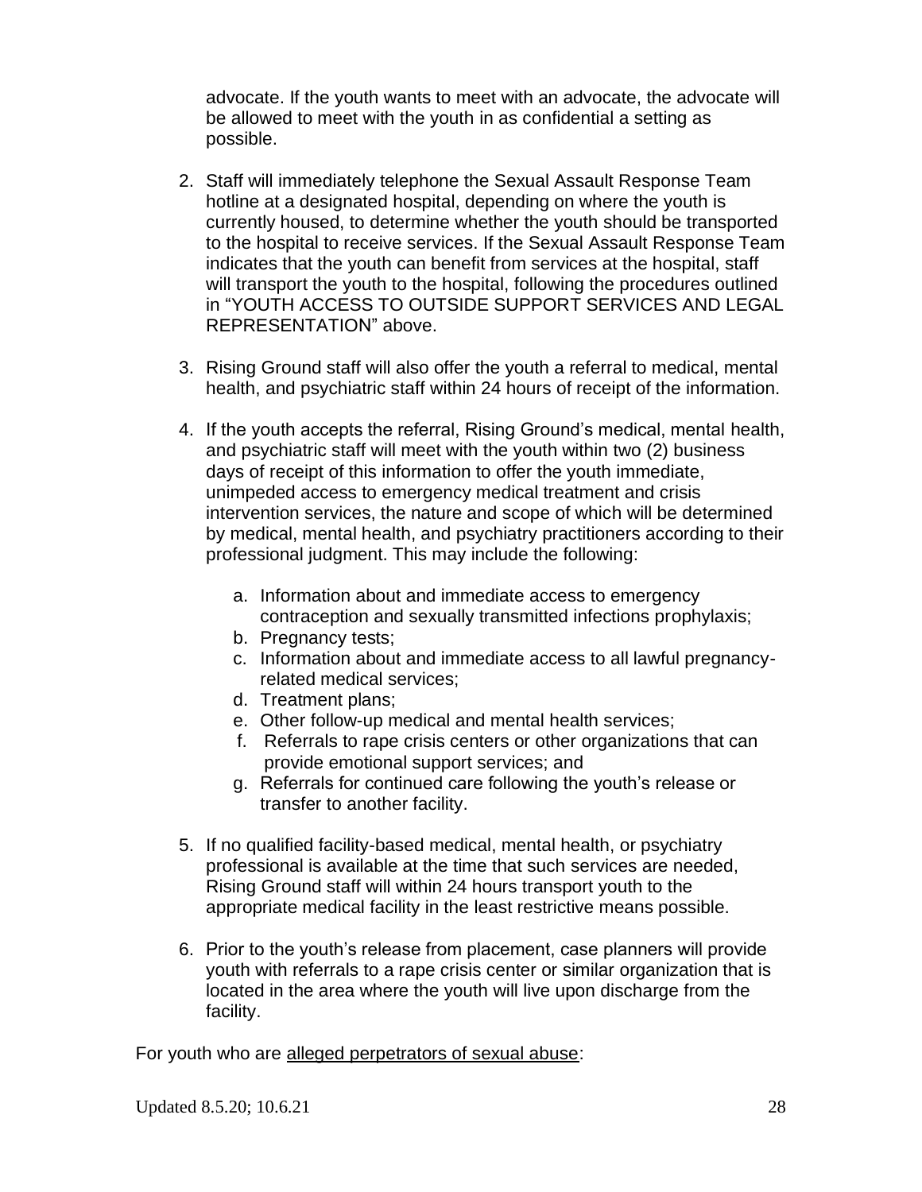advocate. If the youth wants to meet with an advocate, the advocate will be allowed to meet with the youth in as confidential a setting as possible.

2. Staff will immediately telephone the Sexual Assault Response Team hotline at a designated hospital, depending on where the youth is currently housed, to determine whether the youth should be transported to the hospital to receive services. If the Sexual Assault Response Team indicates that the youth can benefit from services at the hospital, staff will transport the youth to the hospital, following the procedures outlined in "YOUTH ACCESS TO OUTSIDE SUPPORT SERVICES AND LEGAL REPRESENTATION" above.

3. Rising Ground staff will also offer the youth a referral to medical, mental health, and psychiatric staff within 24 hours of receipt of the information.

4. If the youth accepts the referral, Rising Ground's medical, mental health, and psychiatric staff will meet with the youth within two (2) business days of receipt of this information to offer the youth immediate, unimpeded access to emergency medical treatment and crisis intervention services, the nature and scope of which will be determined by medical, mental health, and psychiatry practitioners according to their professional judgment. This may include the following:

   a. Information about and immediate access to emergency contraception and sexually transmitted infections prophylaxis;
   b. Pregnancy tests;
   c. Information about and immediate access to all lawful pregnancy-related medical services;
   d. Treatment plans;
   e. Other follow-up medical and mental health services;
   f. Referrals to rape crisis centers or other organizations that can provide emotional support services; and
   g. Referrals for continued care following the youth's release or transfer to another facility.

5. If no qualified facility-based medical, mental health, or psychiatry professional is available at the time that such services are needed, Rising Ground staff will within 24 hours transport youth to the appropriate medical facility in the least restrictive means possible.

6. Prior to the youth's release from placement, case planners will provide youth with referrals to a rape crisis center or similar organization that is located in the area where the youth will live upon discharge from the facility.

For youth who are <u>alleged perpetrators of sexual abuse</u>:

Updated 8.5.20; 10.6.21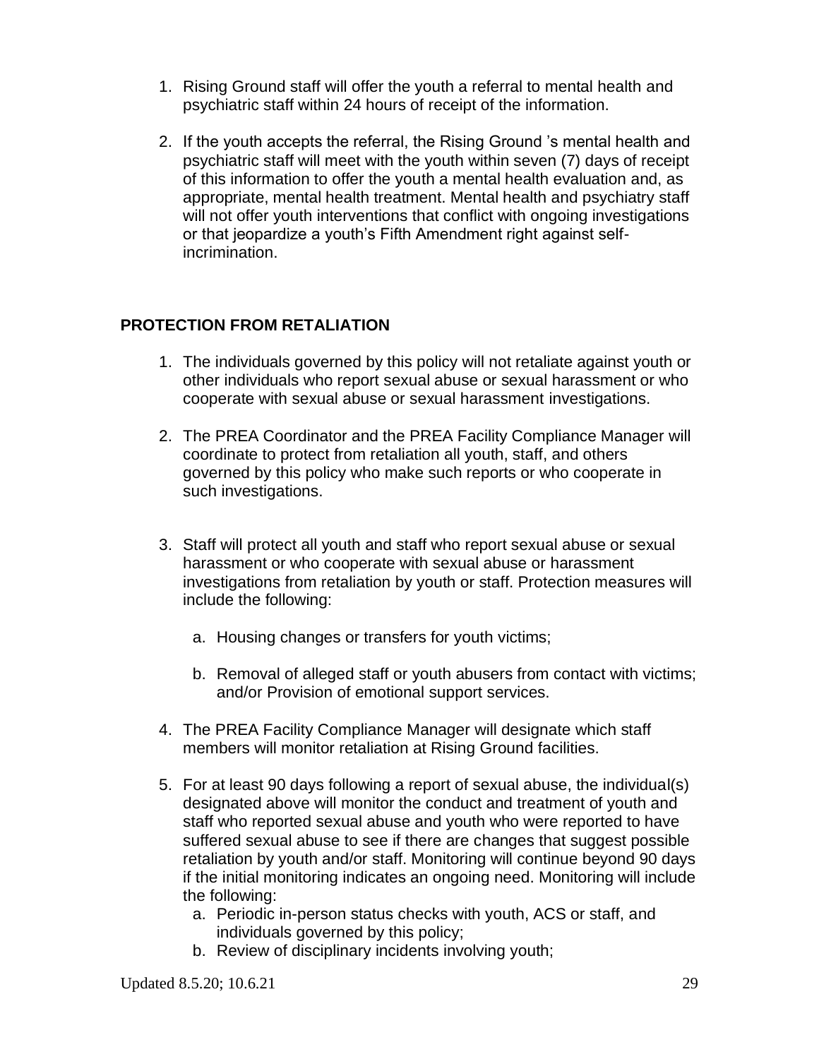1. Rising Ground staff will offer the youth a referral to mental health and psychiatric staff within 24 hours of receipt of the information.

2. If the youth accepts the referral, the Rising Ground 's mental health and psychiatric staff will meet with the youth within seven (7) days of receipt of this information to offer the youth a mental health evaluation and, as appropriate, mental health treatment. Mental health and psychiatry staff will not offer youth interventions that conflict with ongoing investigations or that jeopardize a youth's Fifth Amendment right against self-incrimination.

## PROTECTION FROM RETALIATION

1. The individuals governed by this policy will not retaliate against youth or other individuals who report sexual abuse or sexual harassment or who cooperate with sexual abuse or sexual harassment investigations.

2. The PREA Coordinator and the PREA Facility Compliance Manager will coordinate to protect from retaliation all youth, staff, and others governed by this policy who make such reports or who cooperate in such investigations.

3. Staff will protect all youth and staff who report sexual abuse or sexual harassment or who cooperate with sexual abuse or harassment investigations from retaliation by youth or staff. Protection measures will include the following:

    a. Housing changes or transfers for youth victims;

    b. Removal of alleged staff or youth abusers from contact with victims; and/or Provision of emotional support services.

4. The PREA Facility Compliance Manager will designate which staff members will monitor retaliation at Rising Ground facilities.

5. For at least 90 days following a report of sexual abuse, the individual(s) designated above will monitor the conduct and treatment of youth and staff who reported sexual abuse and youth who were reported to have suffered sexual abuse to see if there are changes that suggest possible retaliation by youth and/or staff. Monitoring will continue beyond 90 days if the initial monitoring indicates an ongoing need. Monitoring will include the following:
    a. Periodic in-person status checks with youth, ACS or staff, and individuals governed by this policy;
    b. Review of disciplinary incidents involving youth;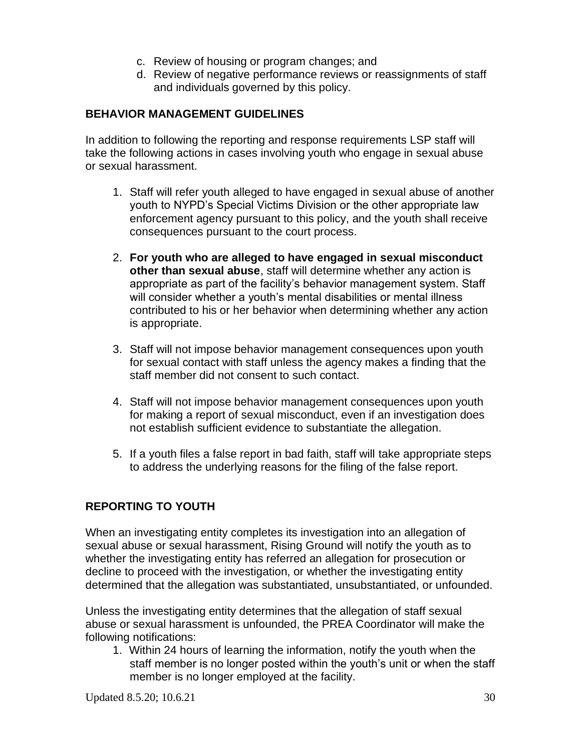c. Review of housing or program changes; and
d. Review of negative performance reviews or reassignments of staff and individuals governed by this policy.

## BEHAVIOR MANAGEMENT GUIDELINES

In addition to following the reporting and response requirements LSP staff will take the following actions in cases involving youth who engage in sexual abuse or sexual harassment.

1. Staff will refer youth alleged to have engaged in sexual abuse of another youth to NYPD's Special Victims Division or the other appropriate law enforcement agency pursuant to this policy, and the youth shall receive consequences pursuant to the court process.

2. **For youth who are alleged to have engaged in sexual misconduct other than sexual abuse**, staff will determine whether any action is appropriate as part of the facility's behavior management system. Staff will consider whether a youth's mental disabilities or mental illness contributed to his or her behavior when determining whether any action is appropriate.

3. Staff will not impose behavior management consequences upon youth for sexual contact with staff unless the agency makes a finding that the staff member did not consent to such contact.

4. Staff will not impose behavior management consequences upon youth for making a report of sexual misconduct, even if an investigation does not establish sufficient evidence to substantiate the allegation.

5. If a youth files a false report in bad faith, staff will take appropriate steps to address the underlying reasons for the filing of the false report.

## REPORTING TO YOUTH

When an investigating entity completes its investigation into an allegation of sexual abuse or sexual harassment, Rising Ground will notify the youth as to whether the investigating entity has referred an allegation for prosecution or decline to proceed with the investigation, or whether the investigating entity determined that the allegation was substantiated, unsubstantiated, or unfounded.

Unless the investigating entity determines that the allegation of staff sexual abuse or sexual harassment is unfounded, the PREA Coordinator will make the following notifications:

1. Within 24 hours of learning the information, notify the youth when the staff member is no longer posted within the youth's unit or when the staff member is no longer employed at the facility.

Updated 8.5.20; 10.6.21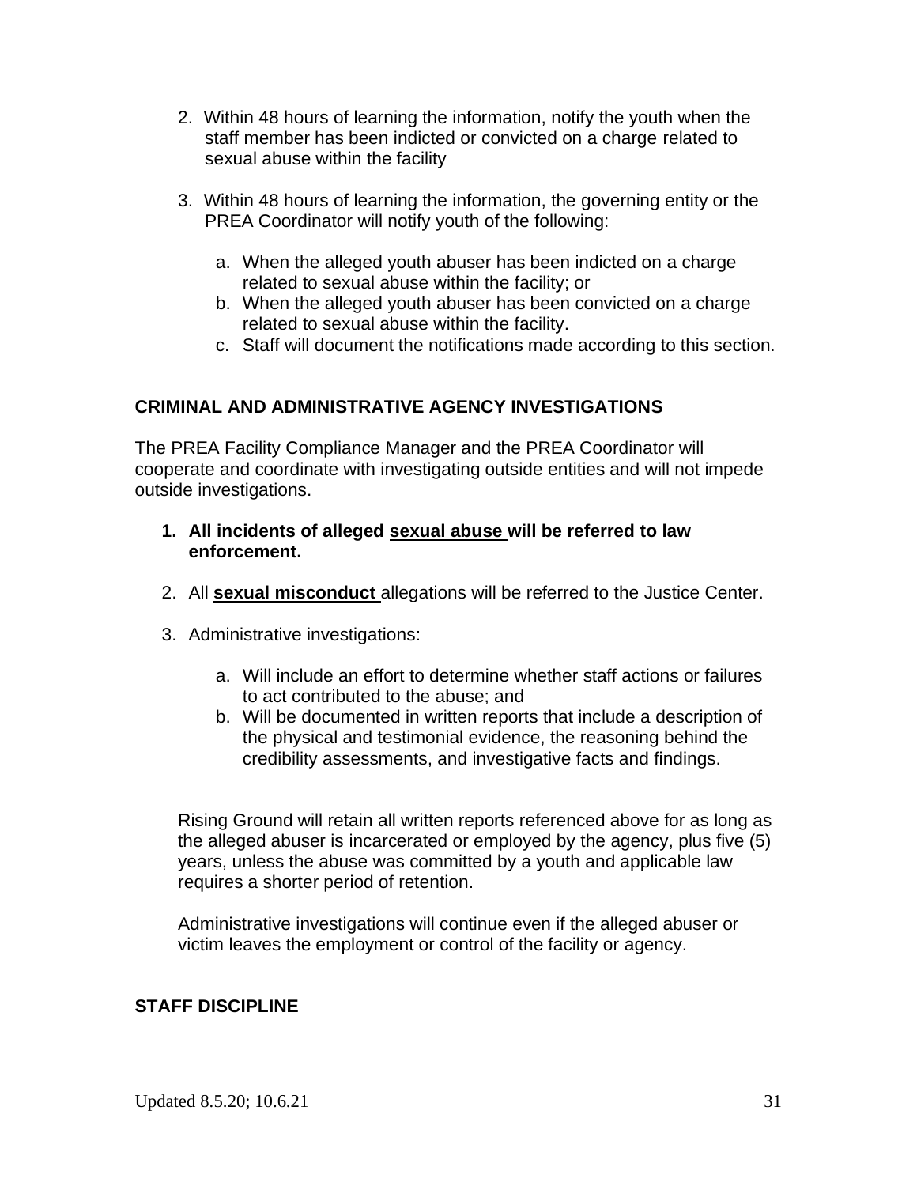2. Within 48 hours of learning the information, notify the youth when the staff member has been indicted or convicted on a charge related to sexual abuse within the facility

3. Within 48 hours of learning the information, the governing entity or the PREA Coordinator will notify youth of the following:

   a. When the alleged youth abuser has been indicted on a charge related to sexual abuse within the facility; or
   b. When the alleged youth abuser has been convicted on a charge related to sexual abuse within the facility.
   c. Staff will document the notifications made according to this section.

### CRIMINAL AND ADMINISTRATIVE AGENCY INVESTIGATIONS

The PREA Facility Compliance Manager and the PREA Coordinator will cooperate and coordinate with investigating outside entities and will not impede outside investigations.

1. **All incidents of alleged <u>sexual abuse</u> will be referred to law enforcement.**

2. All **<u>sexual misconduct</u>** allegations will be referred to the Justice Center.

3. Administrative investigations:

   a. Will include an effort to determine whether staff actions or failures to act contributed to the abuse; and
   b. Will be documented in written reports that include a description of the physical and testimonial evidence, the reasoning behind the credibility assessments, and investigative facts and findings.

Rising Ground will retain all written reports referenced above for as long as the alleged abuser is incarcerated or employed by the agency, plus five (5) years, unless the abuse was committed by a youth and applicable law requires a shorter period of retention.

Administrative investigations will continue even if the alleged abuser or victim leaves the employment or control of the facility or agency.

### STAFF DISCIPLINE

Updated 8.5.20; 10.6.21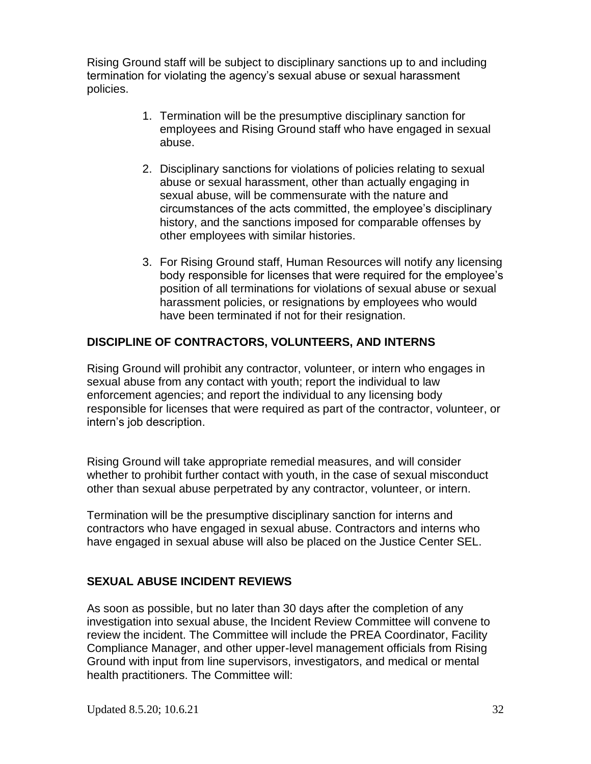Rising Ground staff will be subject to disciplinary sanctions up to and including termination for violating the agency's sexual abuse or sexual harassment policies.

1. Termination will be the presumptive disciplinary sanction for employees and Rising Ground staff who have engaged in sexual abuse.

2. Disciplinary sanctions for violations of policies relating to sexual abuse or sexual harassment, other than actually engaging in sexual abuse, will be commensurate with the nature and circumstances of the acts committed, the employee's disciplinary history, and the sanctions imposed for comparable offenses by other employees with similar histories.

3. For Rising Ground staff, Human Resources will notify any licensing body responsible for licenses that were required for the employee's position of all terminations for violations of sexual abuse or sexual harassment policies, or resignations by employees who would have been terminated if not for their resignation.

## DISCIPLINE OF CONTRACTORS, VOLUNTEERS, AND INTERNS

Rising Ground will prohibit any contractor, volunteer, or intern who engages in sexual abuse from any contact with youth; report the individual to law enforcement agencies; and report the individual to any licensing body responsible for licenses that were required as part of the contractor, volunteer, or intern's job description.

Rising Ground will take appropriate remedial measures, and will consider whether to prohibit further contact with youth, in the case of sexual misconduct other than sexual abuse perpetrated by any contractor, volunteer, or intern.

Termination will be the presumptive disciplinary sanction for interns and contractors who have engaged in sexual abuse. Contractors and interns who have engaged in sexual abuse will also be placed on the Justice Center SEL.

## SEXUAL ABUSE INCIDENT REVIEWS

As soon as possible, but no later than 30 days after the completion of any investigation into sexual abuse, the Incident Review Committee will convene to review the incident. The Committee will include the PREA Coordinator, Facility Compliance Manager, and other upper-level management officials from Rising Ground with input from line supervisors, investigators, and medical or mental health practitioners. The Committee will: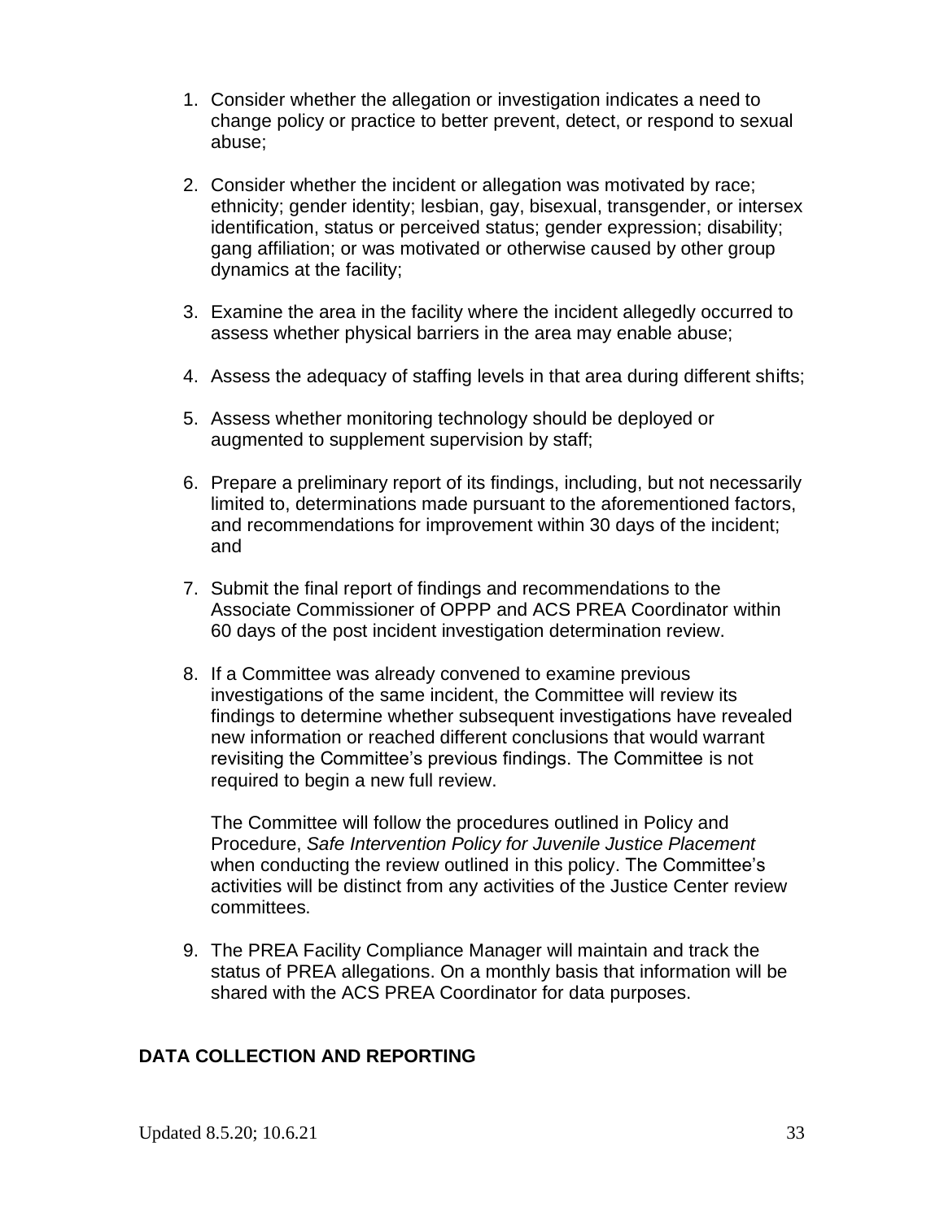1. Consider whether the allegation or investigation indicates a need to change policy or practice to better prevent, detect, or respond to sexual abuse;

2. Consider whether the incident or allegation was motivated by race; ethnicity; gender identity; lesbian, gay, bisexual, transgender, or intersex identification, status or perceived status; gender expression; disability; gang affiliation; or was motivated or otherwise caused by other group dynamics at the facility;

3. Examine the area in the facility where the incident allegedly occurred to assess whether physical barriers in the area may enable abuse;

4. Assess the adequacy of staffing levels in that area during different shifts;

5. Assess whether monitoring technology should be deployed or augmented to supplement supervision by staff;

6. Prepare a preliminary report of its findings, including, but not necessarily limited to, determinations made pursuant to the aforementioned factors, and recommendations for improvement within 30 days of the incident; and

7. Submit the final report of findings and recommendations to the Associate Commissioner of OPPP and ACS PREA Coordinator within 60 days of the post incident investigation determination review.

8. If a Committee was already convened to examine previous investigations of the same incident, the Committee will review its findings to determine whether subsequent investigations have revealed new information or reached different conclusions that would warrant revisiting the Committee's previous findings. The Committee is not required to begin a new full review.

   The Committee will follow the procedures outlined in Policy and Procedure, *Safe Intervention Policy for Juvenile Justice Placement* when conducting the review outlined in this policy. The Committee's activities will be distinct from any activities of the Justice Center review committees.

9. The PREA Facility Compliance Manager will maintain and track the status of PREA allegations. On a monthly basis that information will be shared with the ACS PREA Coordinator for data purposes.

## DATA COLLECTION AND REPORTING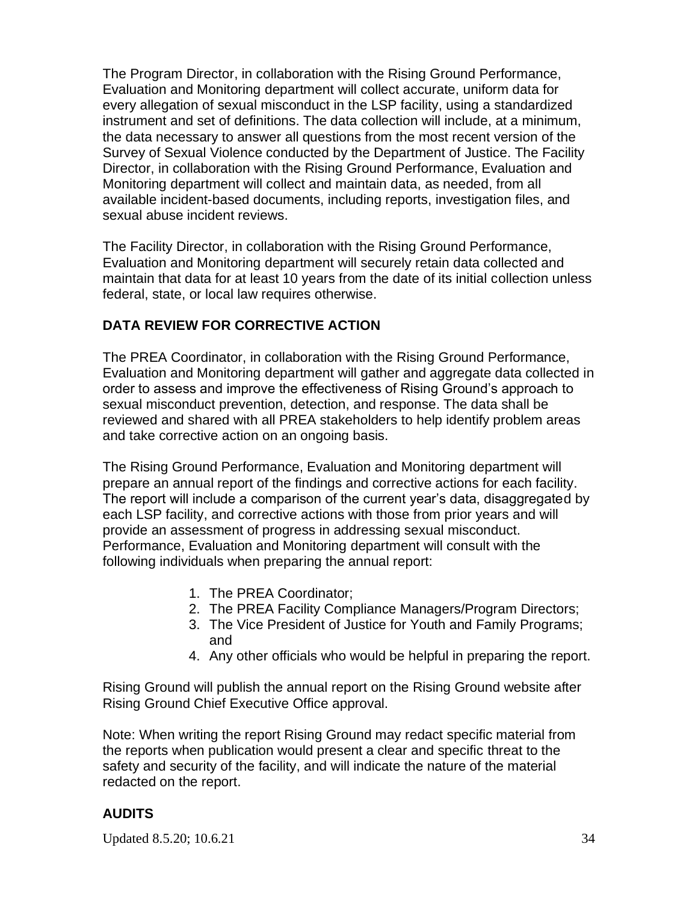The Program Director, in collaboration with the Rising Ground Performance, Evaluation and Monitoring department will collect accurate, uniform data for every allegation of sexual misconduct in the LSP facility, using a standardized instrument and set of definitions. The data collection will include, at a minimum, the data necessary to answer all questions from the most recent version of the Survey of Sexual Violence conducted by the Department of Justice. The Facility Director, in collaboration with the Rising Ground Performance, Evaluation and Monitoring department will collect and maintain data, as needed, from all available incident-based documents, including reports, investigation files, and sexual abuse incident reviews.

The Facility Director, in collaboration with the Rising Ground Performance, Evaluation and Monitoring department will securely retain data collected and maintain that data for at least 10 years from the date of its initial collection unless federal, state, or local law requires otherwise.

## DATA REVIEW FOR CORRECTIVE ACTION

The PREA Coordinator, in collaboration with the Rising Ground Performance, Evaluation and Monitoring department will gather and aggregate data collected in order to assess and improve the effectiveness of Rising Ground's approach to sexual misconduct prevention, detection, and response. The data shall be reviewed and shared with all PREA stakeholders to help identify problem areas and take corrective action on an ongoing basis.

The Rising Ground Performance, Evaluation and Monitoring department will prepare an annual report of the findings and corrective actions for each facility. The report will include a comparison of the current year's data, disaggregated by each LSP facility, and corrective actions with those from prior years and will provide an assessment of progress in addressing sexual misconduct. Performance, Evaluation and Monitoring department will consult with the following individuals when preparing the annual report:

1. The PREA Coordinator;
2. The PREA Facility Compliance Managers/Program Directors;
3. The Vice President of Justice for Youth and Family Programs; and
4. Any other officials who would be helpful in preparing the report.

Rising Ground will publish the annual report on the Rising Ground website after Rising Ground Chief Executive Office approval.

Note: When writing the report Rising Ground may redact specific material from the reports when publication would present a clear and specific threat to the safety and security of the facility, and will indicate the nature of the material redacted on the report.

## AUDITS

Updated 8.5.20; 10.6.21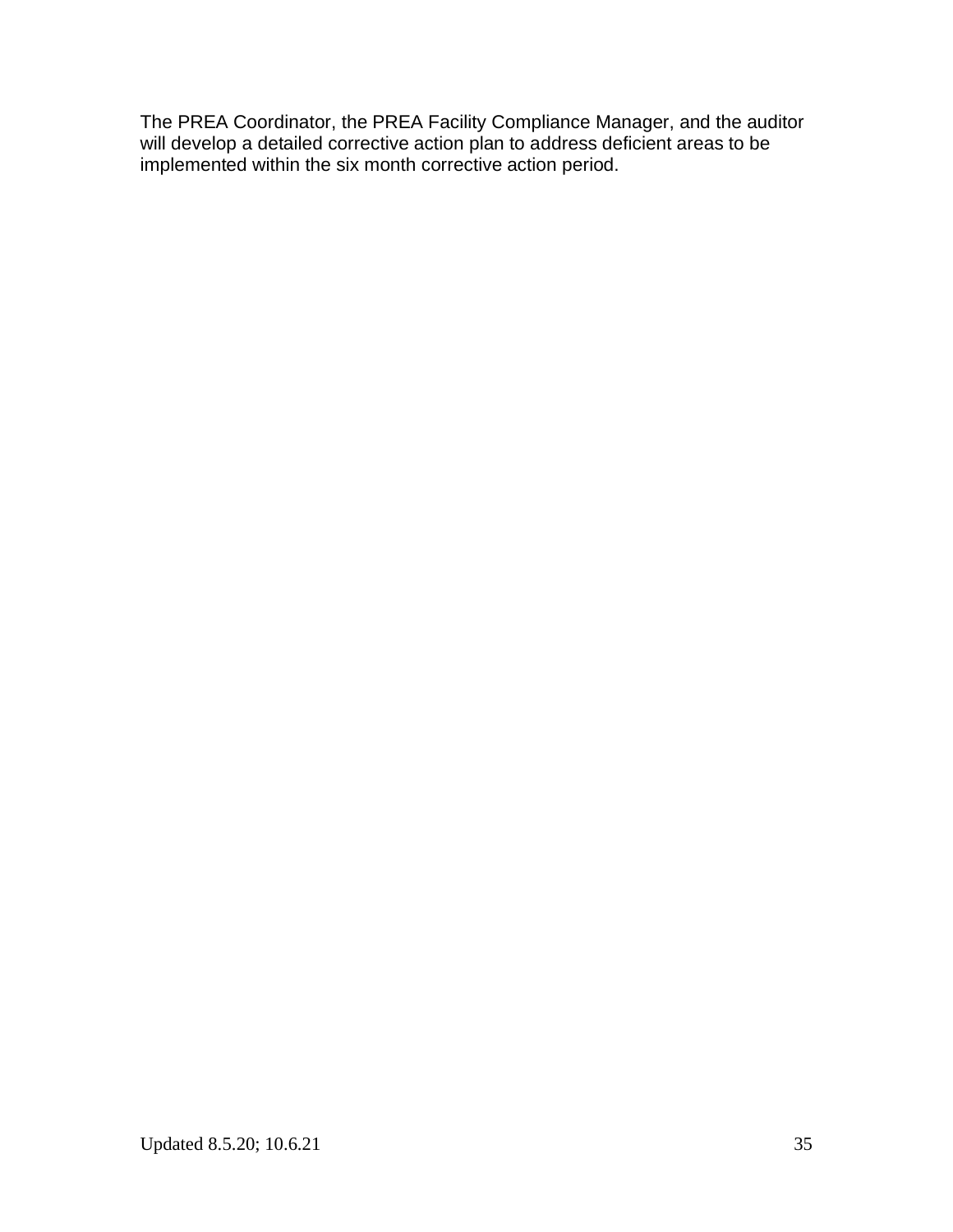The PREA Coordinator, the PREA Facility Compliance Manager, and the auditor will develop a detailed corrective action plan to address deficient areas to be implemented within the six month corrective action period.